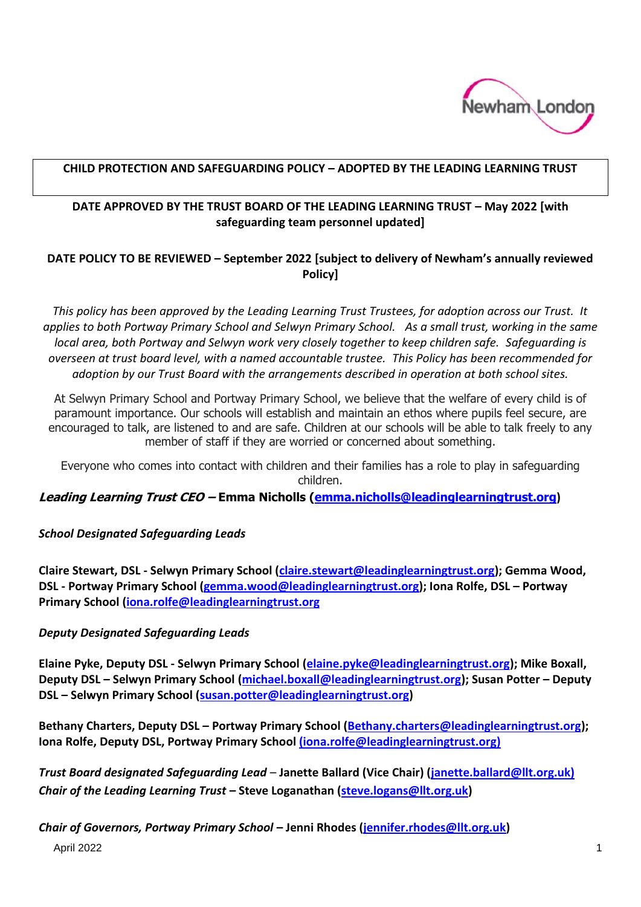**CHILD PROTECTION AND SAFEGUARDING POLICY – ADOPTED BY THE LEADING LEARNING TRUST**

**DATE APPROVED BY THE TRUST BOARD OF THE LEADING LEARNING TRUST – May 2022 [with safeguarding team personnel updated]**

**DATE POLICY TO BE REVIEWED – September 2022 [subject to delivery of Newham's annually reviewed Policy]**

*This policy has been approved by the Leading Learning Trust Trustees, for adoption across our Trust. It applies to both Portway Primary School and Selwyn Primary School. As a small trust, working in the same local area, both Portway and Selwyn work very closely together to keep children safe. Safeguarding is overseen at trust board level, with a named accountable trustee. This Policy has been recommended for adoption by our Trust Board with the arrangements described in operation at both school sites.*

At Selwyn Primary School and Portway Primary School, we believe that the welfare of every child is of paramount importance. Our schools will establish and maintain an ethos where pupils feel secure, are encouraged to talk, are listened to and are safe. Children at our schools will be able to talk freely to any member of staff if they are worried or concerned about something.

Everyone who comes into contact with children and their families has a role to play in safeguarding children.

***Leading Learning Trust CEO –* Emma Nicholls (emma.nicholls@leadinglearningtrust.org)**

***School Designated Safeguarding Leads***

**Claire Stewart, DSL - Selwyn Primary School (claire.stewart@leadinglearningtrust.org); Gemma Wood, DSL - Portway Primary School (gemma.wood@leadinglearningtrust.org); Iona Rolfe, DSL – Portway Primary School (iona.rolfe@leadinglearningtrust.org**

***Deputy Designated Safeguarding Leads***

**Elaine Pyke, Deputy DSL - Selwyn Primary School (elaine.pyke@leadinglearningtrust.org); Mike Boxall, Deputy DSL – Selwyn Primary School (michael.boxall@leadinglearningtrust.org); Susan Potter – Deputy DSL – Selwyn Primary School (susan.potter@leadinglearningtrust.org)**

**Bethany Charters, Deputy DSL – Portway Primary School (Bethany.charters@leadinglearningtrust.org); Iona Rolfe, Deputy DSL, Portway Primary School (iona.rolfe@leadinglearningtrust.org)**

***Trust Board designated Safeguarding Lead* – Janette Ballard (Vice Chair) (janette.ballard@llt.org.uk)**
***Chair of the Leading Learning Trust* – Steve Loganathan (steve.logans@llt.org.uk)**

***Chair of Governors, Portway Primary School* – Jenni Rhodes (jennifer.rhodes@llt.org.uk)**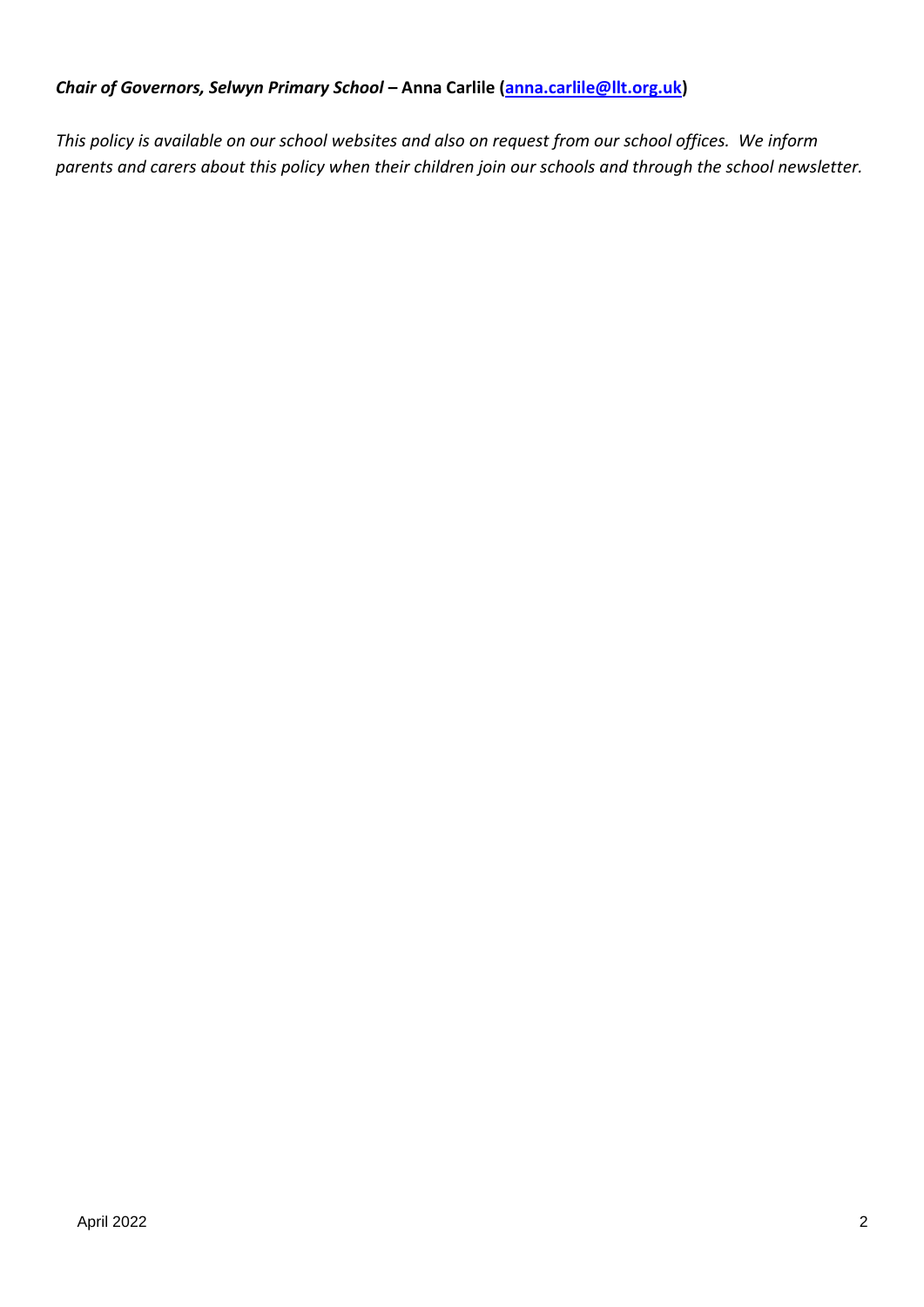***Chair of Governors, Selwyn Primary School* – Anna Carlile (anna.carlile@llt.org.uk)**

*This policy is available on our school websites and also on request from our school offices. We inform parents and carers about this policy when their children join our schools and through the school newsletter.*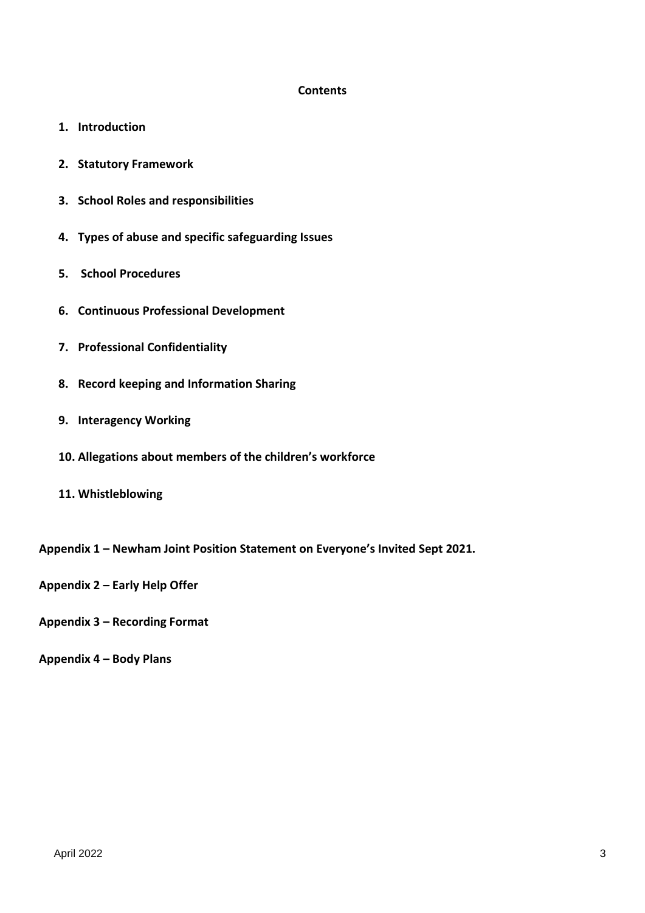## Contents

1. **Introduction**
2. **Statutory Framework**
3. **School Roles and responsibilities**
4. **Types of abuse and specific safeguarding Issues**
5. **School Procedures**
6. **Continuous Professional Development**
7. **Professional Confidentiality**
8. **Record keeping and Information Sharing**
9. **Interagency Working**
10. **Allegations about members of the children's workforce**
11. **Whistleblowing**

**Appendix 1 – Newham Joint Position Statement on Everyone's Invited Sept 2021.**

**Appendix 2 – Early Help Offer**

**Appendix 3 – Recording Format**

**Appendix 4 – Body Plans**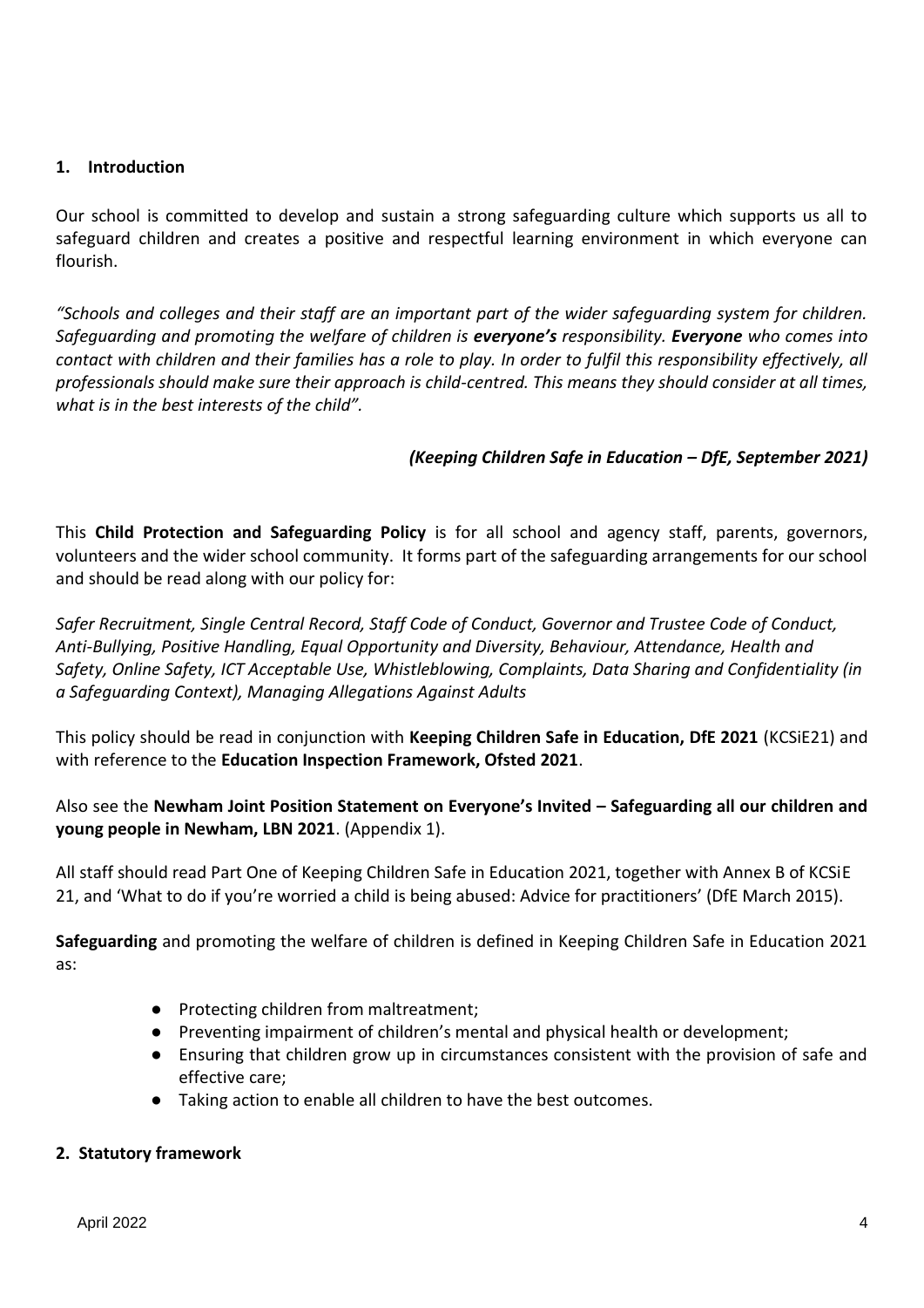## 1. Introduction

Our school is committed to develop and sustain a strong safeguarding culture which supports us all to safeguard children and creates a positive and respectful learning environment in which everyone can flourish.

*"Schools and colleges and their staff are an important part of the wider safeguarding system for children. Safeguarding and promoting the welfare of children is **everyone's** responsibility. **Everyone** who comes into contact with children and their families has a role to play. In order to fulfil this responsibility effectively, all professionals should make sure their approach is child-centred. This means they should consider at all times, what is in the best interests of the child".*

***(Keeping Children Safe in Education – DfE, September 2021)***

This **Child Protection and Safeguarding Policy** is for all school and agency staff, parents, governors, volunteers and the wider school community. It forms part of the safeguarding arrangements for our school and should be read along with our policy for:

*Safer Recruitment, Single Central Record, Staff Code of Conduct, Governor and Trustee Code of Conduct, Anti-Bullying, Positive Handling, Equal Opportunity and Diversity, Behaviour, Attendance, Health and Safety, Online Safety, ICT Acceptable Use, Whistleblowing, Complaints, Data Sharing and Confidentiality (in a Safeguarding Context), Managing Allegations Against Adults*

This policy should be read in conjunction with **Keeping Children Safe in Education, DfE 2021** (KCSiE21) and with reference to the **Education Inspection Framework, Ofsted 2021**.

Also see the **Newham Joint Position Statement on Everyone's Invited – Safeguarding all our children and young people in Newham, LBN 2021**. (Appendix 1).

All staff should read Part One of Keeping Children Safe in Education 2021, together with Annex B of KCSiE 21, and 'What to do if you're worried a child is being abused: Advice for practitioners' (DfE March 2015).

**Safeguarding** and promoting the welfare of children is defined in Keeping Children Safe in Education 2021 as:

- Protecting children from maltreatment;
- Preventing impairment of children's mental and physical health or development;
- Ensuring that children grow up in circumstances consistent with the provision of safe and effective care;
- Taking action to enable all children to have the best outcomes.

## 2. Statutory framework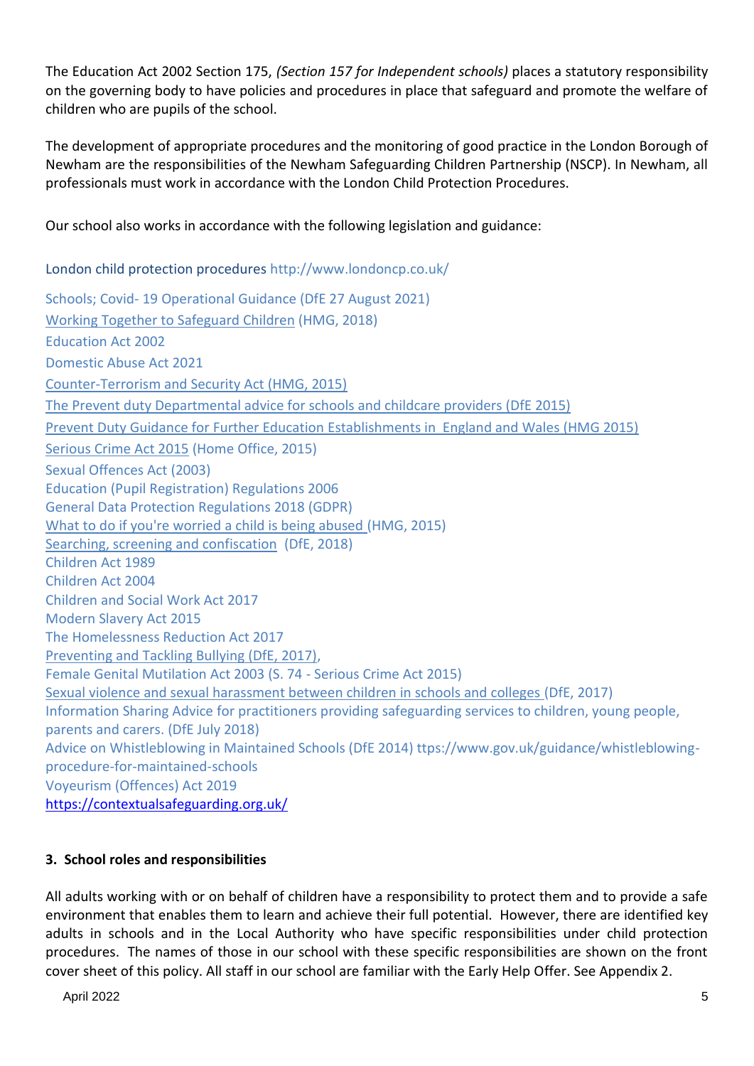The Education Act 2002 Section 175, *(Section 157 for Independent schools)* places a statutory responsibility on the governing body to have policies and procedures in place that safeguard and promote the welfare of children who are pupils of the school.

The development of appropriate procedures and the monitoring of good practice in the London Borough of Newham are the responsibilities of the Newham Safeguarding Children Partnership (NSCP). In Newham, all professionals must work in accordance with the London Child Protection Procedures.

Our school also works in accordance with the following legislation and guidance:

London child protection procedures http://www.londoncp.co.uk/

Schools; Covid- 19 Operational Guidance (DfE 27 August 2021)
Working Together to Safeguard Children (HMG, 2018)
Education Act 2002
Domestic Abuse Act 2021
Counter-Terrorism and Security Act (HMG, 2015)
The Prevent duty Departmental advice for schools and childcare providers (DfE 2015)
Prevent Duty Guidance for Further Education Establishments in England and Wales (HMG 2015)
Serious Crime Act 2015 (Home Office, 2015)
Sexual Offences Act (2003)
Education (Pupil Registration) Regulations 2006
General Data Protection Regulations 2018 (GDPR)
What to do if you're worried a child is being abused (HMG, 2015)
Searching, screening and confiscation (DfE, 2018)
Children Act 1989
Children Act 2004
Children and Social Work Act 2017
Modern Slavery Act 2015
The Homelessness Reduction Act 2017
Preventing and Tackling Bullying (DfE, 2017),
Female Genital Mutilation Act 2003 (S. 74 - Serious Crime Act 2015)
Sexual violence and sexual harassment between children in schools and colleges (DfE, 2017)
Information Sharing Advice for practitioners providing safeguarding services to children, young people, parents and carers. (DfE July 2018)
Advice on Whistleblowing in Maintained Schools (DfE 2014) ttps://www.gov.uk/guidance/whistleblowing-procedure-for-maintained-schools
Voyeurism (Offences) Act 2019
https://contextualsafeguarding.org.uk/

## 3. School roles and responsibilities

All adults working with or on behalf of children have a responsibility to protect them and to provide a safe environment that enables them to learn and achieve their full potential. However, there are identified key adults in schools and in the Local Authority who have specific responsibilities under child protection procedures. The names of those in our school with these specific responsibilities are shown on the front cover sheet of this policy. All staff in our school are familiar with the Early Help Offer. See Appendix 2.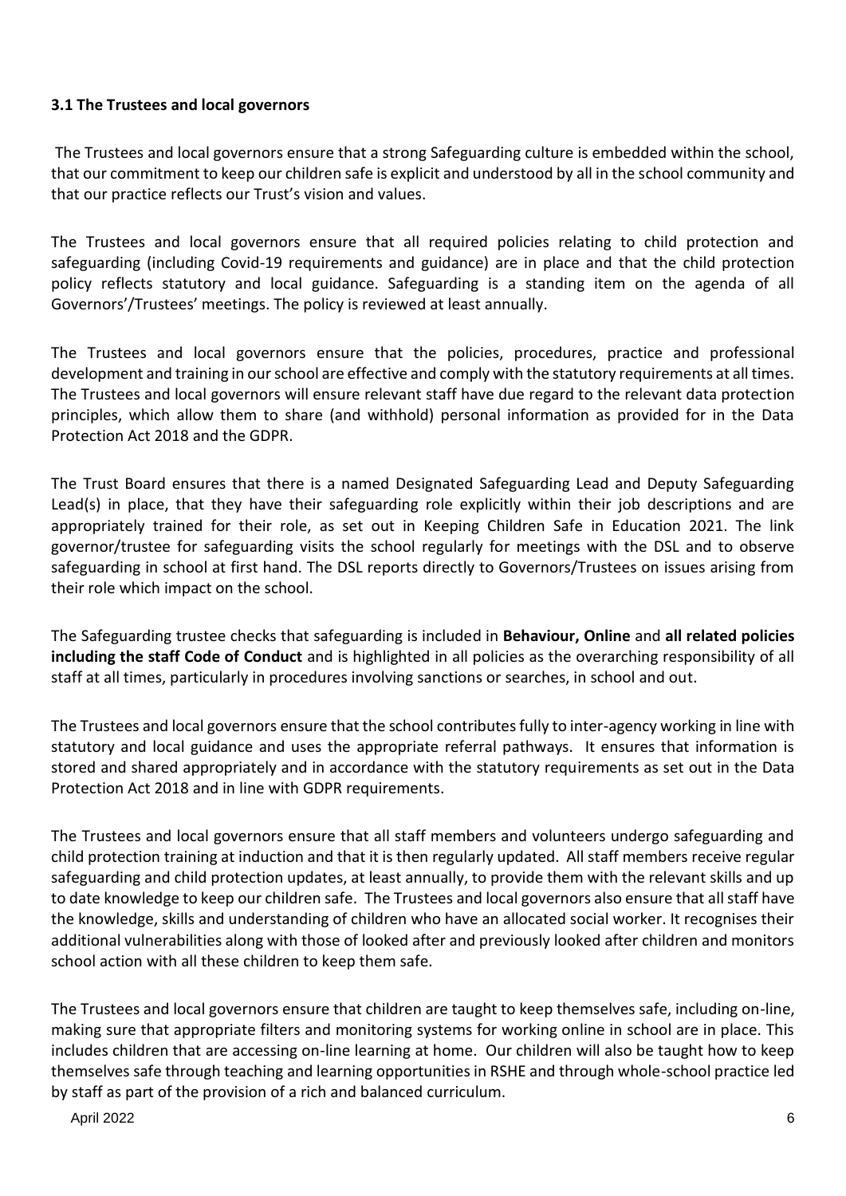### 3.1 The Trustees and local governors

The Trustees and local governors ensure that a strong Safeguarding culture is embedded within the school, that our commitment to keep our children safe is explicit and understood by all in the school community and that our practice reflects our Trust's vision and values.

The Trustees and local governors ensure that all required policies relating to child protection and safeguarding (including Covid-19 requirements and guidance) are in place and that the child protection policy reflects statutory and local guidance. Safeguarding is a standing item on the agenda of all Governors'/Trustees' meetings. The policy is reviewed at least annually.

The Trustees and local governors ensure that the policies, procedures, practice and professional development and training in our school are effective and comply with the statutory requirements at all times. The Trustees and local governors will ensure relevant staff have due regard to the relevant data protection principles, which allow them to share (and withhold) personal information as provided for in the Data Protection Act 2018 and the GDPR.

The Trust Board ensures that there is a named Designated Safeguarding Lead and Deputy Safeguarding Lead(s) in place, that they have their safeguarding role explicitly within their job descriptions and are appropriately trained for their role, as set out in Keeping Children Safe in Education 2021. The link governor/trustee for safeguarding visits the school regularly for meetings with the DSL and to observe safeguarding in school at first hand. The DSL reports directly to Governors/Trustees on issues arising from their role which impact on the school.

The Safeguarding trustee checks that safeguarding is included in **Behaviour, Online** and **all related policies including the staff Code of Conduct** and is highlighted in all policies as the overarching responsibility of all staff at all times, particularly in procedures involving sanctions or searches, in school and out.

The Trustees and local governors ensure that the school contributes fully to inter-agency working in line with statutory and local guidance and uses the appropriate referral pathways. It ensures that information is stored and shared appropriately and in accordance with the statutory requirements as set out in the Data Protection Act 2018 and in line with GDPR requirements.

The Trustees and local governors ensure that all staff members and volunteers undergo safeguarding and child protection training at induction and that it is then regularly updated. All staff members receive regular safeguarding and child protection updates, at least annually, to provide them with the relevant skills and up to date knowledge to keep our children safe. The Trustees and local governors also ensure that all staff have the knowledge, skills and understanding of children who have an allocated social worker. It recognises their additional vulnerabilities along with those of looked after and previously looked after children and monitors school action with all these children to keep them safe.

The Trustees and local governors ensure that children are taught to keep themselves safe, including on-line, making sure that appropriate filters and monitoring systems for working online in school are in place. This includes children that are accessing on-line learning at home. Our children will also be taught how to keep themselves safe through teaching and learning opportunities in RSHE and through whole-school practice led by staff as part of the provision of a rich and balanced curriculum.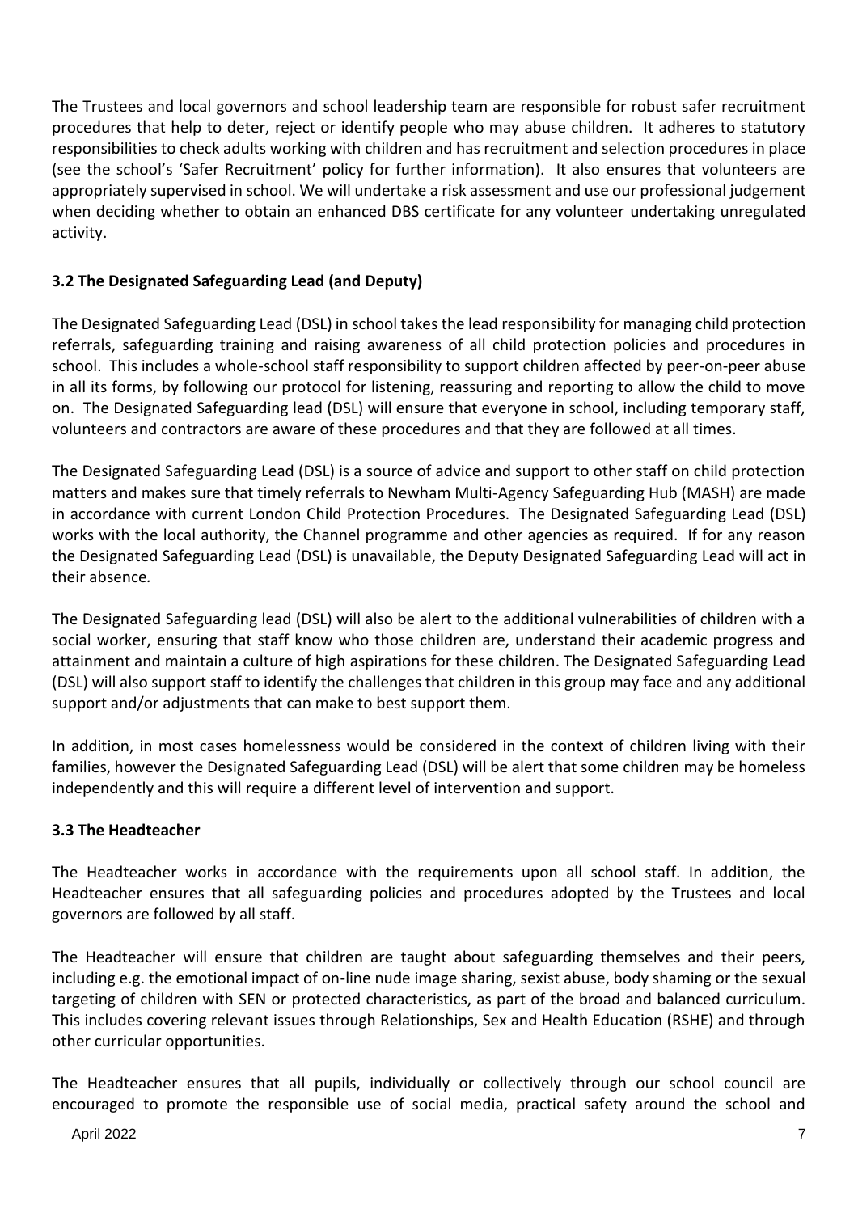The Trustees and local governors and school leadership team are responsible for robust safer recruitment procedures that help to deter, reject or identify people who may abuse children. It adheres to statutory responsibilities to check adults working with children and has recruitment and selection procedures in place (see the school's 'Safer Recruitment' policy for further information). It also ensures that volunteers are appropriately supervised in school. We will undertake a risk assessment and use our professional judgement when deciding whether to obtain an enhanced DBS certificate for any volunteer undertaking unregulated activity.

### 3.2 The Designated Safeguarding Lead (and Deputy)

The Designated Safeguarding Lead (DSL) in school takes the lead responsibility for managing child protection referrals, safeguarding training and raising awareness of all child protection policies and procedures in school. This includes a whole-school staff responsibility to support children affected by peer-on-peer abuse in all its forms, by following our protocol for listening, reassuring and reporting to allow the child to move on. The Designated Safeguarding lead (DSL) will ensure that everyone in school, including temporary staff, volunteers and contractors are aware of these procedures and that they are followed at all times.

The Designated Safeguarding Lead (DSL) is a source of advice and support to other staff on child protection matters and makes sure that timely referrals to Newham Multi-Agency Safeguarding Hub (MASH) are made in accordance with current London Child Protection Procedures. The Designated Safeguarding Lead (DSL) works with the local authority, the Channel programme and other agencies as required. If for any reason the Designated Safeguarding Lead (DSL) is unavailable, the Deputy Designated Safeguarding Lead will act in their absence*.*

The Designated Safeguarding lead (DSL) will also be alert to the additional vulnerabilities of children with a social worker, ensuring that staff know who those children are, understand their academic progress and attainment and maintain a culture of high aspirations for these children. The Designated Safeguarding Lead (DSL) will also support staff to identify the challenges that children in this group may face and any additional support and/or adjustments that can make to best support them.

In addition, in most cases homelessness would be considered in the context of children living with their families, however the Designated Safeguarding Lead (DSL) will be alert that some children may be homeless independently and this will require a different level of intervention and support.

### 3.3 The Headteacher

The Headteacher works in accordance with the requirements upon all school staff. In addition, the Headteacher ensures that all safeguarding policies and procedures adopted by the Trustees and local governors are followed by all staff.

The Headteacher will ensure that children are taught about safeguarding themselves and their peers, including e.g. the emotional impact of on-line nude image sharing, sexist abuse, body shaming or the sexual targeting of children with SEN or protected characteristics, as part of the broad and balanced curriculum. This includes covering relevant issues through Relationships, Sex and Health Education (RSHE) and through other curricular opportunities.

The Headteacher ensures that all pupils, individually or collectively through our school council are encouraged to promote the responsible use of social media, practical safety around the school and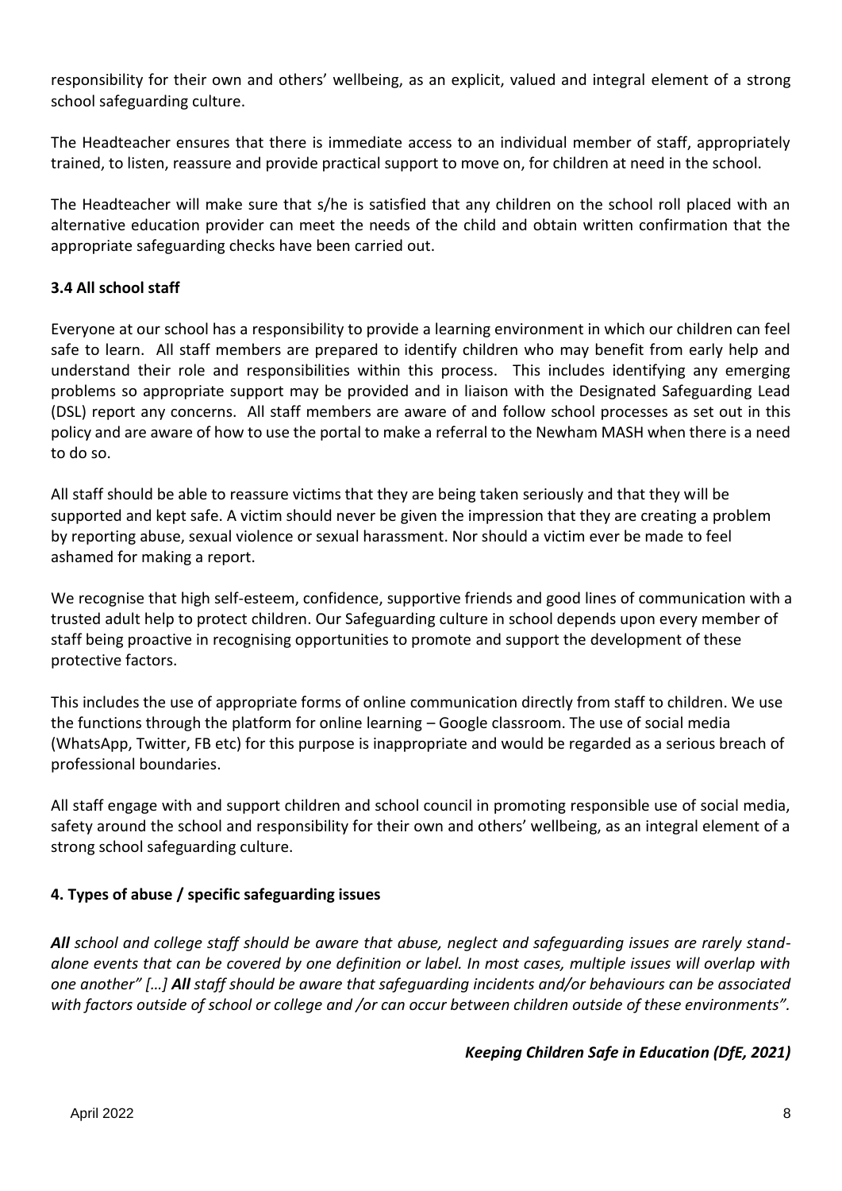responsibility for their own and others' wellbeing, as an explicit, valued and integral element of a strong school safeguarding culture.

The Headteacher ensures that there is immediate access to an individual member of staff, appropriately trained, to listen, reassure and provide practical support to move on, for children at need in the school.

The Headteacher will make sure that s/he is satisfied that any children on the school roll placed with an alternative education provider can meet the needs of the child and obtain written confirmation that the appropriate safeguarding checks have been carried out.

### 3.4 All school staff

Everyone at our school has a responsibility to provide a learning environment in which our children can feel safe to learn. All staff members are prepared to identify children who may benefit from early help and understand their role and responsibilities within this process. This includes identifying any emerging problems so appropriate support may be provided and in liaison with the Designated Safeguarding Lead (DSL) report any concerns. All staff members are aware of and follow school processes as set out in this policy and are aware of how to use the portal to make a referral to the Newham MASH when there is a need to do so.

All staff should be able to reassure victims that they are being taken seriously and that they will be supported and kept safe. A victim should never be given the impression that they are creating a problem by reporting abuse, sexual violence or sexual harassment. Nor should a victim ever be made to feel ashamed for making a report.

We recognise that high self-esteem, confidence, supportive friends and good lines of communication with a trusted adult help to protect children. Our Safeguarding culture in school depends upon every member of staff being proactive in recognising opportunities to promote and support the development of these protective factors.

This includes the use of appropriate forms of online communication directly from staff to children. We use the functions through the platform for online learning – Google classroom. The use of social media (WhatsApp, Twitter, FB etc) for this purpose is inappropriate and would be regarded as a serious breach of professional boundaries.

All staff engage with and support children and school council in promoting responsible use of social media, safety around the school and responsibility for their own and others' wellbeing, as an integral element of a strong school safeguarding culture.

## 4. Types of abuse / specific safeguarding issues

***All** school and college staff should be aware that abuse, neglect and safeguarding issues are rarely stand-alone events that can be covered by one definition or label. In most cases, multiple issues will overlap with one another" […] **All** staff should be aware that safeguarding incidents and/or behaviours can be associated with factors outside of school or college and /or can occur between children outside of these environments".*

***Keeping Children Safe in Education (DfE, 2021)***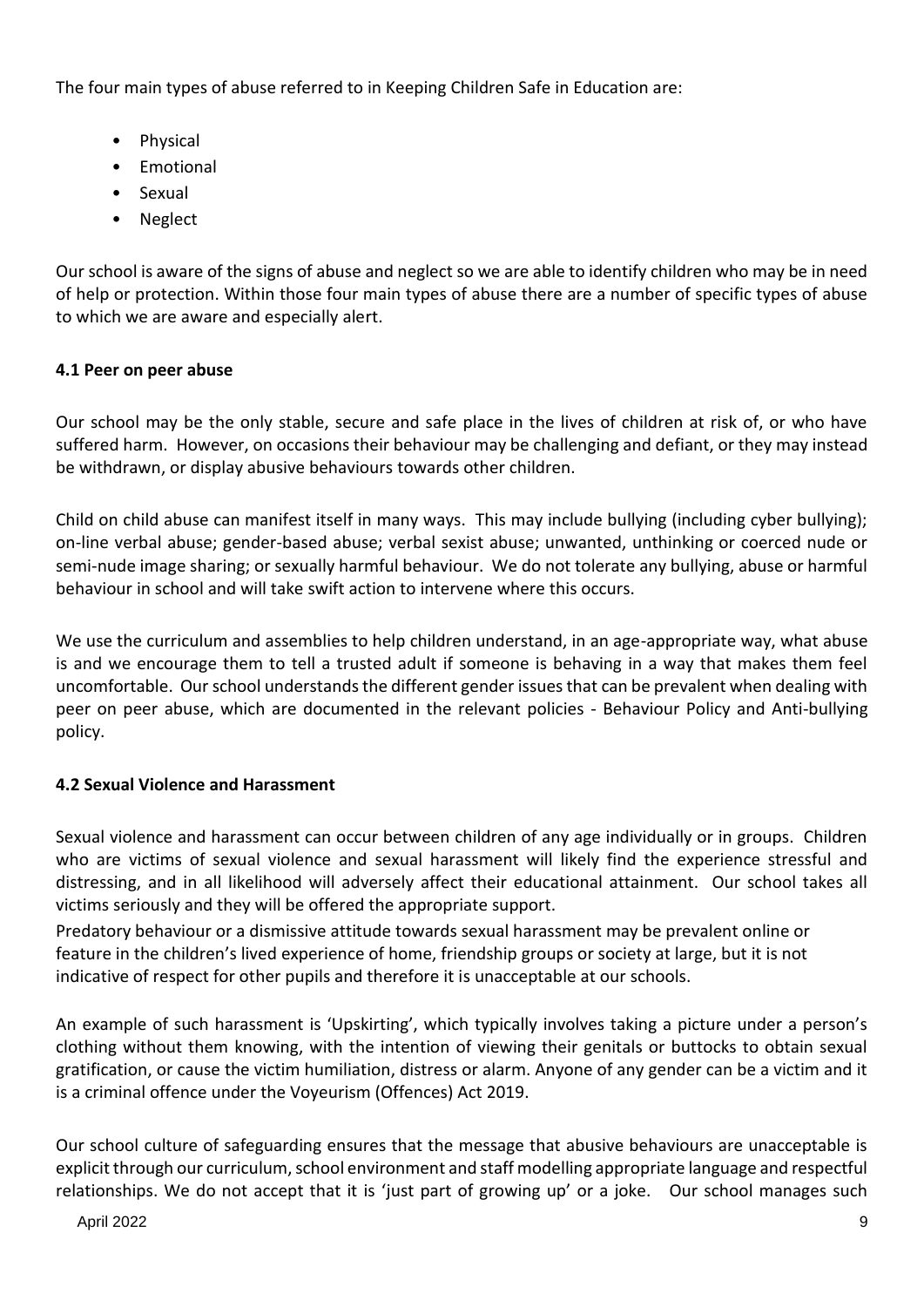The four main types of abuse referred to in Keeping Children Safe in Education are:

- Physical
- Emotional
- Sexual
- Neglect

Our school is aware of the signs of abuse and neglect so we are able to identify children who may be in need of help or protection. Within those four main types of abuse there are a number of specific types of abuse to which we are aware and especially alert.

### 4.1 Peer on peer abuse

Our school may be the only stable, secure and safe place in the lives of children at risk of, or who have suffered harm. However, on occasions their behaviour may be challenging and defiant, or they may instead be withdrawn, or display abusive behaviours towards other children.

Child on child abuse can manifest itself in many ways. This may include bullying (including cyber bullying); on-line verbal abuse; gender-based abuse; verbal sexist abuse; unwanted, unthinking or coerced nude or semi-nude image sharing; or sexually harmful behaviour. We do not tolerate any bullying, abuse or harmful behaviour in school and will take swift action to intervene where this occurs.

We use the curriculum and assemblies to help children understand, in an age-appropriate way, what abuse is and we encourage them to tell a trusted adult if someone is behaving in a way that makes them feel uncomfortable. Our school understands the different gender issues that can be prevalent when dealing with peer on peer abuse, which are documented in the relevant policies - Behaviour Policy and Anti-bullying policy.

### 4.2 Sexual Violence and Harassment

Sexual violence and harassment can occur between children of any age individually or in groups. Children who are victims of sexual violence and sexual harassment will likely find the experience stressful and distressing, and in all likelihood will adversely affect their educational attainment. Our school takes all victims seriously and they will be offered the appropriate support.

Predatory behaviour or a dismissive attitude towards sexual harassment may be prevalent online or feature in the children's lived experience of home, friendship groups or society at large, but it is not indicative of respect for other pupils and therefore it is unacceptable at our schools.

An example of such harassment is 'Upskirting', which typically involves taking a picture under a person's clothing without them knowing, with the intention of viewing their genitals or buttocks to obtain sexual gratification, or cause the victim humiliation, distress or alarm. Anyone of any gender can be a victim and it is a criminal offence under the Voyeurism (Offences) Act 2019.

Our school culture of safeguarding ensures that the message that abusive behaviours are unacceptable is explicit through our curriculum, school environment and staff modelling appropriate language and respectful relationships. We do not accept that it is 'just part of growing up' or a joke. Our school manages such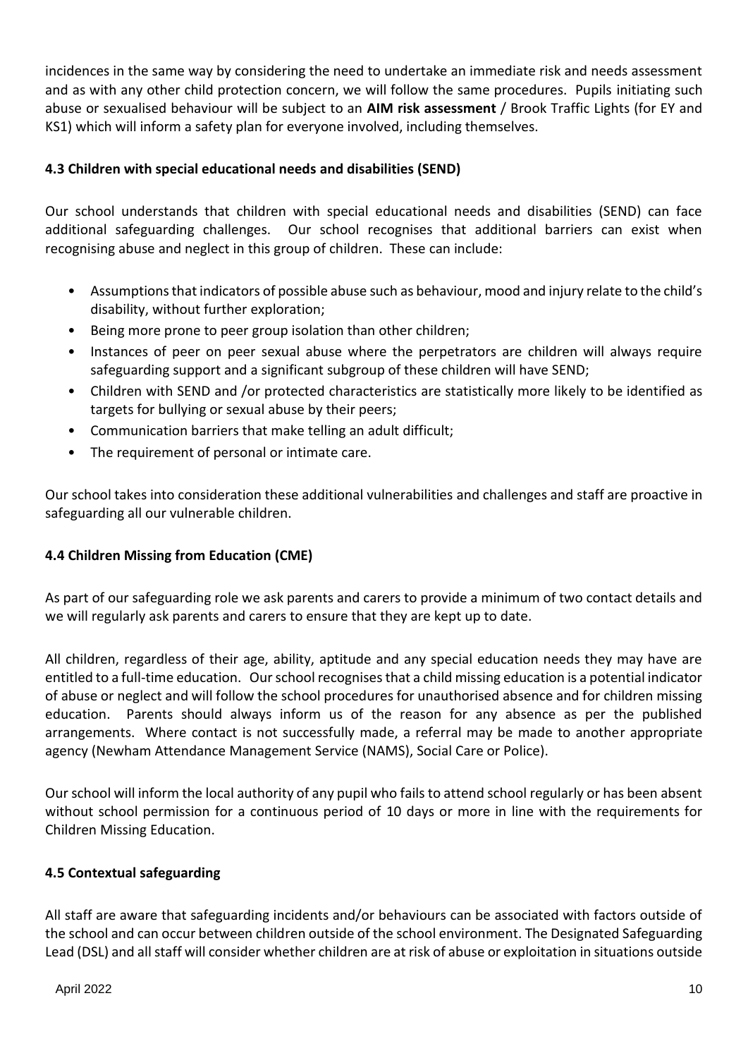incidences in the same way by considering the need to undertake an immediate risk and needs assessment and as with any other child protection concern, we will follow the same procedures. Pupils initiating such abuse or sexualised behaviour will be subject to an **AIM risk assessment** / Brook Traffic Lights (for EY and KS1) which will inform a safety plan for everyone involved, including themselves.

### 4.3 Children with special educational needs and disabilities (SEND)

Our school understands that children with special educational needs and disabilities (SEND) can face additional safeguarding challenges. Our school recognises that additional barriers can exist when recognising abuse and neglect in this group of children. These can include:

- Assumptions that indicators of possible abuse such as behaviour, mood and injury relate to the child's disability, without further exploration;
- Being more prone to peer group isolation than other children;
- Instances of peer on peer sexual abuse where the perpetrators are children will always require safeguarding support and a significant subgroup of these children will have SEND;
- Children with SEND and /or protected characteristics are statistically more likely to be identified as targets for bullying or sexual abuse by their peers;
- Communication barriers that make telling an adult difficult;
- The requirement of personal or intimate care.

Our school takes into consideration these additional vulnerabilities and challenges and staff are proactive in safeguarding all our vulnerable children.

### 4.4 Children Missing from Education (CME)

As part of our safeguarding role we ask parents and carers to provide a minimum of two contact details and we will regularly ask parents and carers to ensure that they are kept up to date.

All children, regardless of their age, ability, aptitude and any special education needs they may have are entitled to a full-time education. Our school recognises that a child missing education is a potential indicator of abuse or neglect and will follow the school procedures for unauthorised absence and for children missing education. Parents should always inform us of the reason for any absence as per the published arrangements. Where contact is not successfully made, a referral may be made to another appropriate agency (Newham Attendance Management Service (NAMS), Social Care or Police).

Our school will inform the local authority of any pupil who fails to attend school regularly or has been absent without school permission for a continuous period of 10 days or more in line with the requirements for Children Missing Education.

### 4.5 Contextual safeguarding

All staff are aware that safeguarding incidents and/or behaviours can be associated with factors outside of the school and can occur between children outside of the school environment. The Designated Safeguarding Lead (DSL) and all staff will consider whether children are at risk of abuse or exploitation in situations outside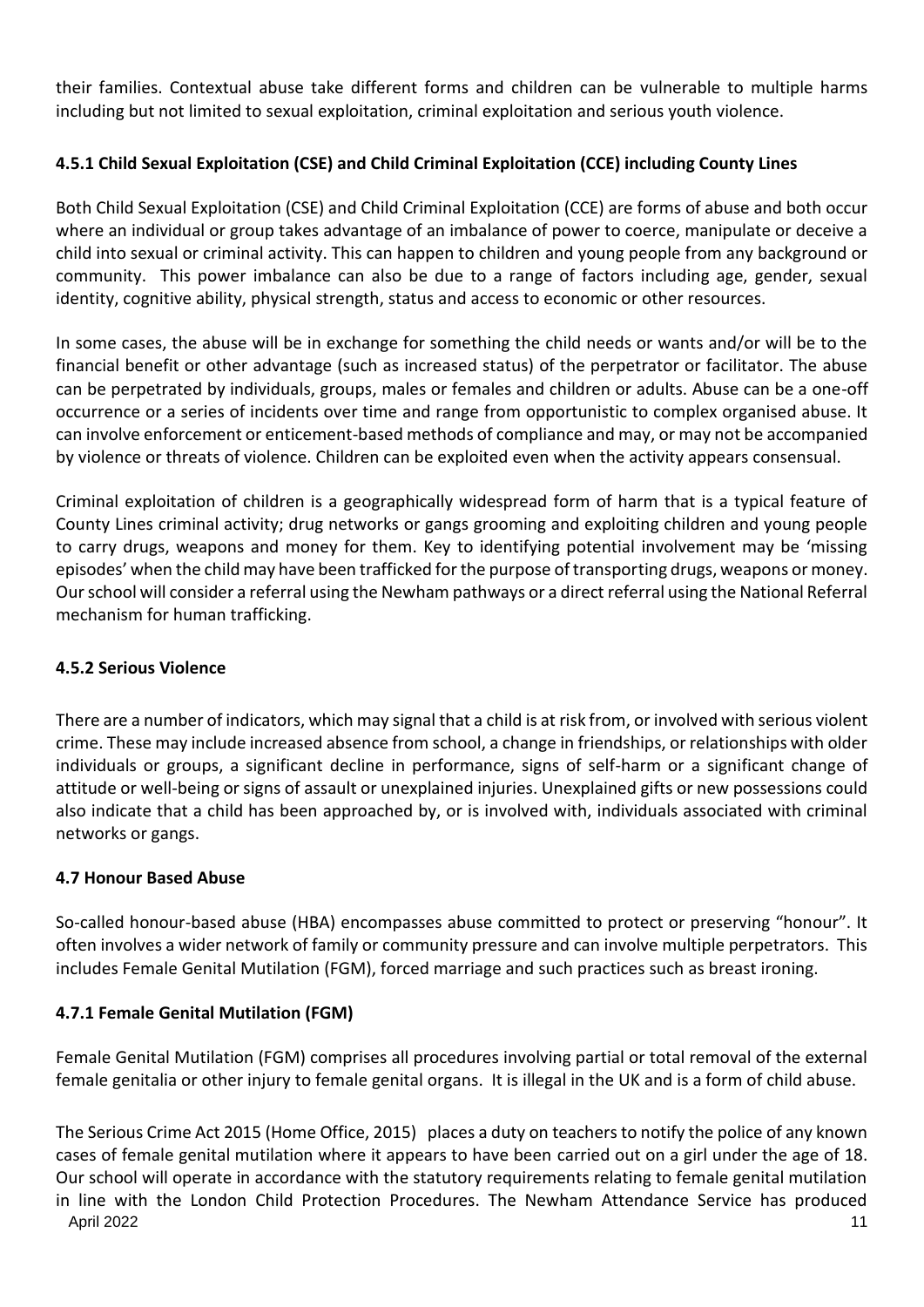their families. Contextual abuse take different forms and children can be vulnerable to multiple harms including but not limited to sexual exploitation, criminal exploitation and serious youth violence.

#### 4.5.1 Child Sexual Exploitation (CSE) and Child Criminal Exploitation (CCE) including County Lines

Both Child Sexual Exploitation (CSE) and Child Criminal Exploitation (CCE) are forms of abuse and both occur where an individual or group takes advantage of an imbalance of power to coerce, manipulate or deceive a child into sexual or criminal activity. This can happen to children and young people from any background or community. This power imbalance can also be due to a range of factors including age, gender, sexual identity, cognitive ability, physical strength, status and access to economic or other resources.

In some cases, the abuse will be in exchange for something the child needs or wants and/or will be to the financial benefit or other advantage (such as increased status) of the perpetrator or facilitator. The abuse can be perpetrated by individuals, groups, males or females and children or adults. Abuse can be a one-off occurrence or a series of incidents over time and range from opportunistic to complex organised abuse. It can involve enforcement or enticement-based methods of compliance and may, or may not be accompanied by violence or threats of violence. Children can be exploited even when the activity appears consensual.

Criminal exploitation of children is a geographically widespread form of harm that is a typical feature of County Lines criminal activity; drug networks or gangs grooming and exploiting children and young people to carry drugs, weapons and money for them. Key to identifying potential involvement may be 'missing episodes' when the child may have been trafficked for the purpose of transporting drugs, weapons or money. Our school will consider a referral using the Newham pathways or a direct referral using the National Referral mechanism for human trafficking.

#### 4.5.2 Serious Violence

There are a number of indicators, which may signal that a child is at risk from, or involved with serious violent crime. These may include increased absence from school, a change in friendships, or relationships with older individuals or groups, a significant decline in performance, signs of self-harm or a significant change of attitude or well-being or signs of assault or unexplained injuries. Unexplained gifts or new possessions could also indicate that a child has been approached by, or is involved with, individuals associated with criminal networks or gangs.

### 4.7 Honour Based Abuse

So-called honour-based abuse (HBA) encompasses abuse committed to protect or preserving "honour". It often involves a wider network of family or community pressure and can involve multiple perpetrators. This includes Female Genital Mutilation (FGM), forced marriage and such practices such as breast ironing.

#### 4.7.1 Female Genital Mutilation (FGM)

Female Genital Mutilation (FGM) comprises all procedures involving partial or total removal of the external female genitalia or other injury to female genital organs. It is illegal in the UK and is a form of child abuse.

The Serious Crime Act 2015 (Home Office, 2015) places a duty on teachers to notify the police of any known cases of female genital mutilation where it appears to have been carried out on a girl under the age of 18. Our school will operate in accordance with the statutory requirements relating to female genital mutilation in line with the London Child Protection Procedures. The Newham Attendance Service has produced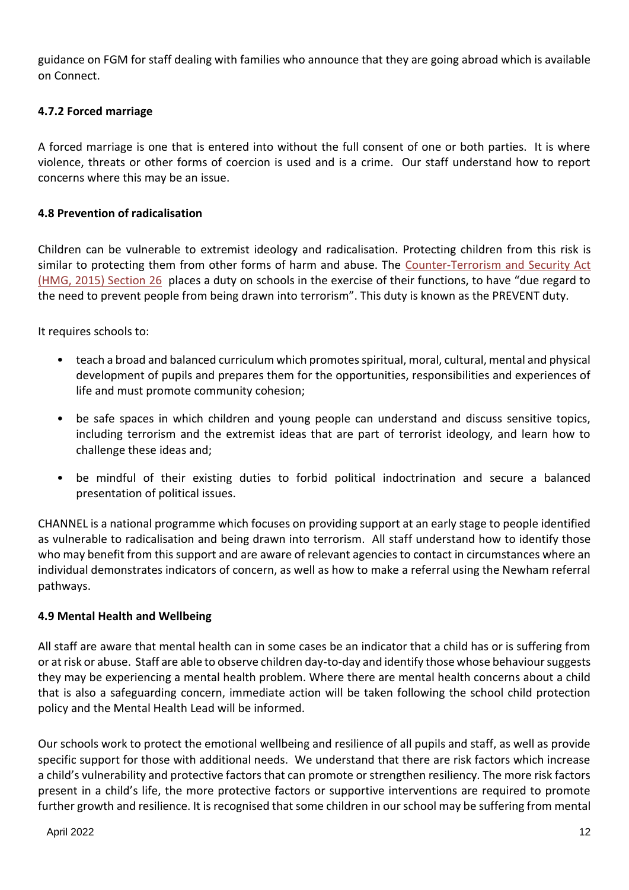guidance on FGM for staff dealing with families who announce that they are going abroad which is available on Connect.

### 4.7.2 Forced marriage

A forced marriage is one that is entered into without the full consent of one or both parties. It is where violence, threats or other forms of coercion is used and is a crime. Our staff understand how to report concerns where this may be an issue.

### 4.8 Prevention of radicalisation

Children can be vulnerable to extremist ideology and radicalisation. Protecting children from this risk is similar to protecting them from other forms of harm and abuse. The Counter-Terrorism and Security Act (HMG, 2015) Section 26 places a duty on schools in the exercise of their functions, to have "due regard to the need to prevent people from being drawn into terrorism". This duty is known as the PREVENT duty.

It requires schools to:

- teach a broad and balanced curriculum which promotes spiritual, moral, cultural, mental and physical development of pupils and prepares them for the opportunities, responsibilities and experiences of life and must promote community cohesion;
- be safe spaces in which children and young people can understand and discuss sensitive topics, including terrorism and the extremist ideas that are part of terrorist ideology, and learn how to challenge these ideas and;
- be mindful of their existing duties to forbid political indoctrination and secure a balanced presentation of political issues.

CHANNEL is a national programme which focuses on providing support at an early stage to people identified as vulnerable to radicalisation and being drawn into terrorism. All staff understand how to identify those who may benefit from this support and are aware of relevant agencies to contact in circumstances where an individual demonstrates indicators of concern, as well as how to make a referral using the Newham referral pathways.

### 4.9 Mental Health and Wellbeing

All staff are aware that mental health can in some cases be an indicator that a child has or is suffering from or at risk or abuse. Staff are able to observe children day-to-day and identify those whose behaviour suggests they may be experiencing a mental health problem. Where there are mental health concerns about a child that is also a safeguarding concern, immediate action will be taken following the school child protection policy and the Mental Health Lead will be informed.

Our schools work to protect the emotional wellbeing and resilience of all pupils and staff, as well as provide specific support for those with additional needs. We understand that there are risk factors which increase a child's vulnerability and protective factors that can promote or strengthen resiliency. The more risk factors present in a child's life, the more protective factors or supportive interventions are required to promote further growth and resilience. It is recognised that some children in our school may be suffering from mental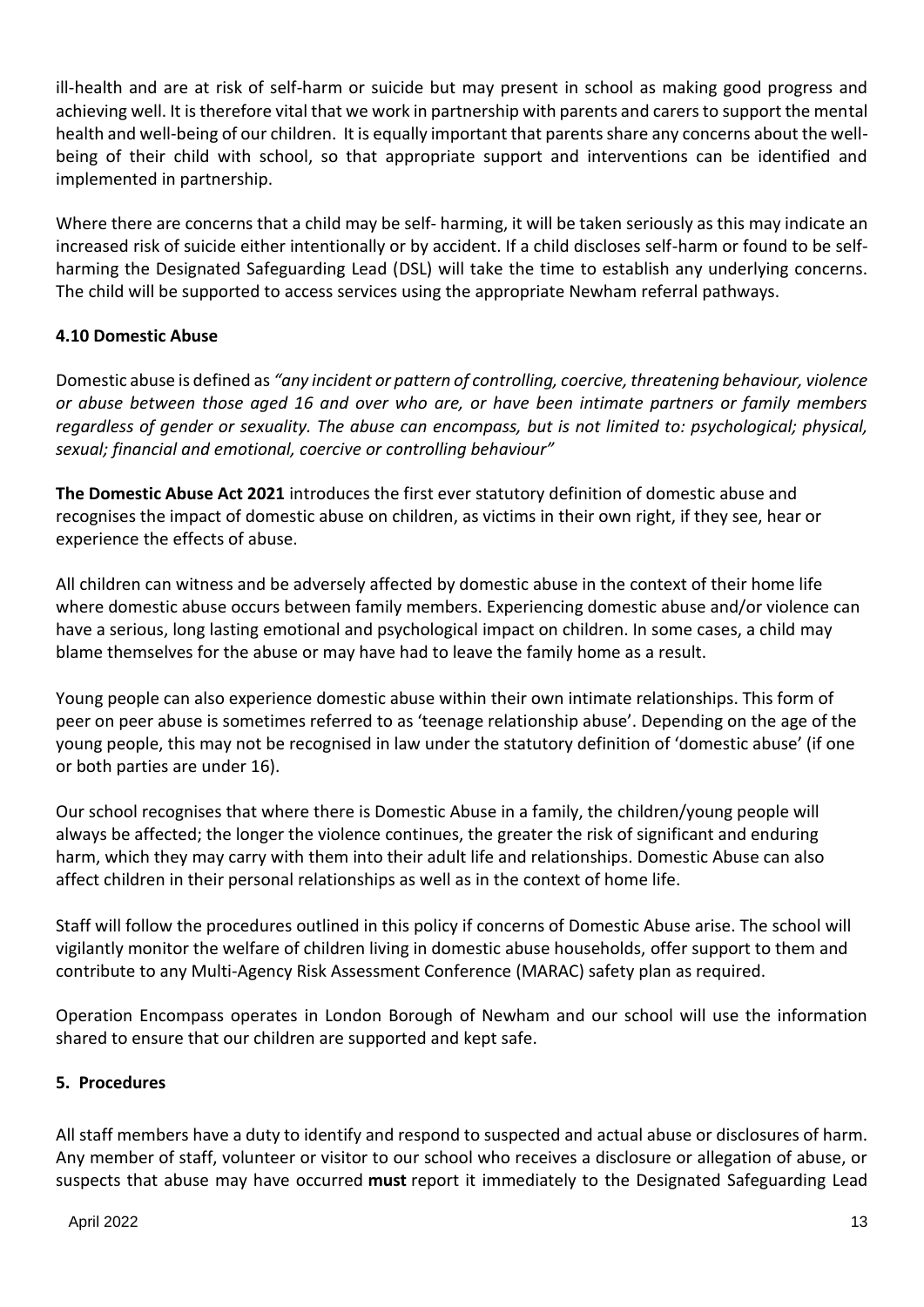ill-health and are at risk of self-harm or suicide but may present in school as making good progress and achieving well. It is therefore vital that we work in partnership with parents and carers to support the mental health and well-being of our children. It is equally important that parents share any concerns about the well-being of their child with school, so that appropriate support and interventions can be identified and implemented in partnership.

Where there are concerns that a child may be self- harming, it will be taken seriously as this may indicate an increased risk of suicide either intentionally or by accident. If a child discloses self-harm or found to be self-harming the Designated Safeguarding Lead (DSL) will take the time to establish any underlying concerns. The child will be supported to access services using the appropriate Newham referral pathways.

### 4.10 Domestic Abuse

Domestic abuse is defined as *"any incident or pattern of controlling, coercive, threatening behaviour, violence or abuse between those aged 16 and over who are, or have been intimate partners or family members regardless of gender or sexuality. The abuse can encompass, but is not limited to: psychological; physical, sexual; financial and emotional, coercive or controlling behaviour"*

**The Domestic Abuse Act 2021** introduces the first ever statutory definition of domestic abuse and recognises the impact of domestic abuse on children, as victims in their own right, if they see, hear or experience the effects of abuse.

All children can witness and be adversely affected by domestic abuse in the context of their home life where domestic abuse occurs between family members. Experiencing domestic abuse and/or violence can have a serious, long lasting emotional and psychological impact on children. In some cases, a child may blame themselves for the abuse or may have had to leave the family home as a result.

Young people can also experience domestic abuse within their own intimate relationships. This form of peer on peer abuse is sometimes referred to as 'teenage relationship abuse'. Depending on the age of the young people, this may not be recognised in law under the statutory definition of 'domestic abuse' (if one or both parties are under 16).

Our school recognises that where there is Domestic Abuse in a family, the children/young people will always be affected; the longer the violence continues, the greater the risk of significant and enduring harm, which they may carry with them into their adult life and relationships. Domestic Abuse can also affect children in their personal relationships as well as in the context of home life.

Staff will follow the procedures outlined in this policy if concerns of Domestic Abuse arise. The school will vigilantly monitor the welfare of children living in domestic abuse households, offer support to them and contribute to any Multi-Agency Risk Assessment Conference (MARAC) safety plan as required.

Operation Encompass operates in London Borough of Newham and our school will use the information shared to ensure that our children are supported and kept safe.

## 5. Procedures

All staff members have a duty to identify and respond to suspected and actual abuse or disclosures of harm. Any member of staff, volunteer or visitor to our school who receives a disclosure or allegation of abuse, or suspects that abuse may have occurred **must** report it immediately to the Designated Safeguarding Lead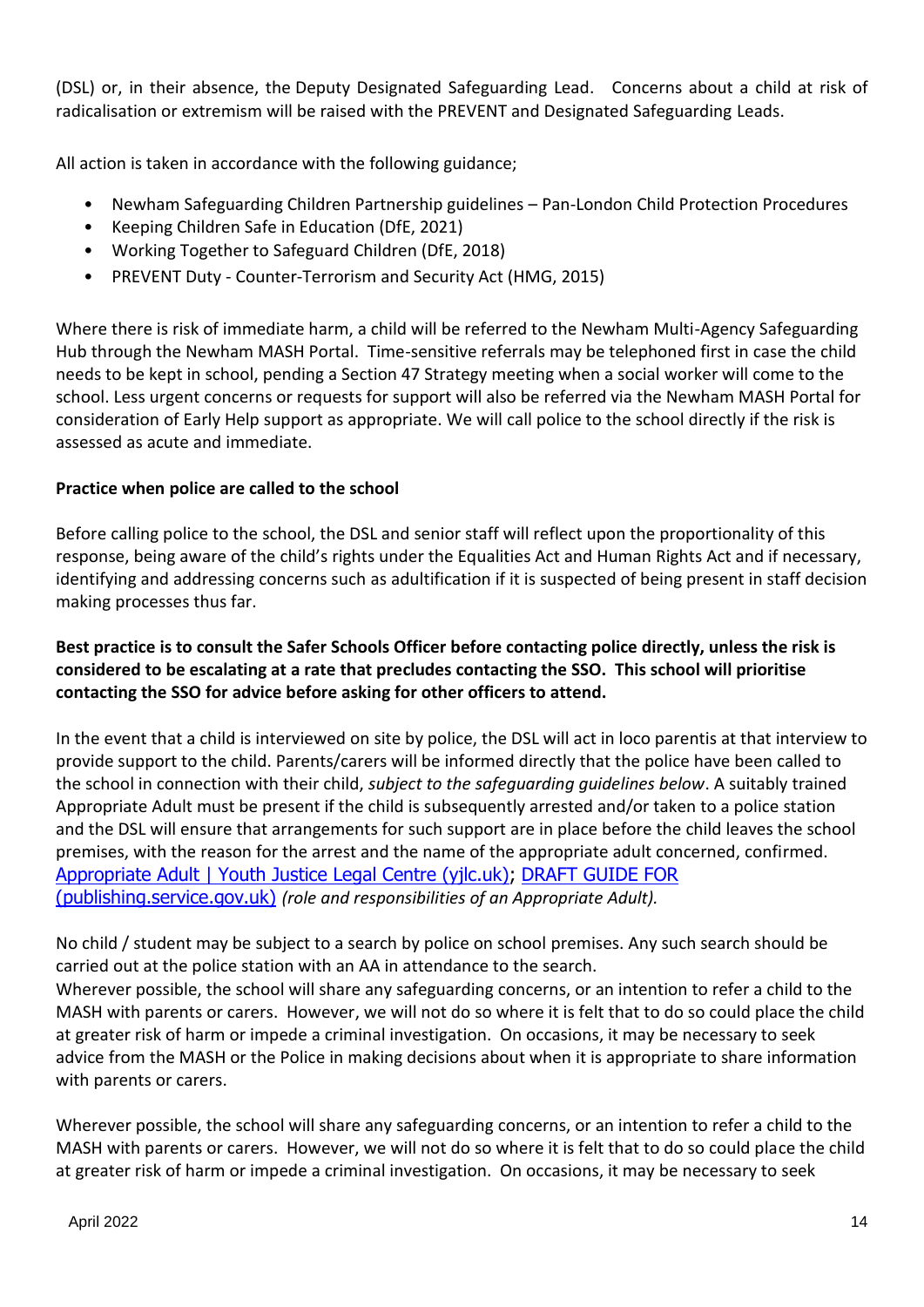(DSL) or, in their absence, the Deputy Designated Safeguarding Lead. Concerns about a child at risk of radicalisation or extremism will be raised with the PREVENT and Designated Safeguarding Leads.

All action is taken in accordance with the following guidance;

- Newham Safeguarding Children Partnership guidelines – Pan-London Child Protection Procedures
- Keeping Children Safe in Education (DfE, 2021)
- Working Together to Safeguard Children (DfE, 2018)
- PREVENT Duty - Counter-Terrorism and Security Act (HMG, 2015)

Where there is risk of immediate harm, a child will be referred to the Newham Multi-Agency Safeguarding Hub through the Newham MASH Portal. Time-sensitive referrals may be telephoned first in case the child needs to be kept in school, pending a Section 47 Strategy meeting when a social worker will come to the school. Less urgent concerns or requests for support will also be referred via the Newham MASH Portal for consideration of Early Help support as appropriate. We will call police to the school directly if the risk is assessed as acute and immediate.

**Practice when police are called to the school**

Before calling police to the school, the DSL and senior staff will reflect upon the proportionality of this response, being aware of the child's rights under the Equalities Act and Human Rights Act and if necessary, identifying and addressing concerns such as adultification if it is suspected of being present in staff decision making processes thus far.

**Best practice is to consult the Safer Schools Officer before contacting police directly, unless the risk is considered to be escalating at a rate that precludes contacting the SSO. This school will prioritise contacting the SSO for advice before asking for other officers to attend.**

In the event that a child is interviewed on site by police, the DSL will act in loco parentis at that interview to provide support to the child. Parents/carers will be informed directly that the police have been called to the school in connection with their child, *subject to the safeguarding guidelines below*. A suitably trained Appropriate Adult must be present if the child is subsequently arrested and/or taken to a police station and the DSL will ensure that arrangements for such support are in place before the child leaves the school premises, with the reason for the arrest and the name of the appropriate adult concerned, confirmed. Appropriate Adult | Youth Justice Legal Centre (yjlc.uk); DRAFT GUIDE FOR (publishing.service.gov.uk) *(role and responsibilities of an Appropriate Adult).*

No child / student may be subject to a search by police on school premises. Any such search should be carried out at the police station with an AA in attendance to the search.
Wherever possible, the school will share any safeguarding concerns, or an intention to refer a child to the MASH with parents or carers. However, we will not do so where it is felt that to do so could place the child at greater risk of harm or impede a criminal investigation. On occasions, it may be necessary to seek advice from the MASH or the Police in making decisions about when it is appropriate to share information with parents or carers.

Wherever possible, the school will share any safeguarding concerns, or an intention to refer a child to the MASH with parents or carers. However, we will not do so where it is felt that to do so could place the child at greater risk of harm or impede a criminal investigation. On occasions, it may be necessary to seek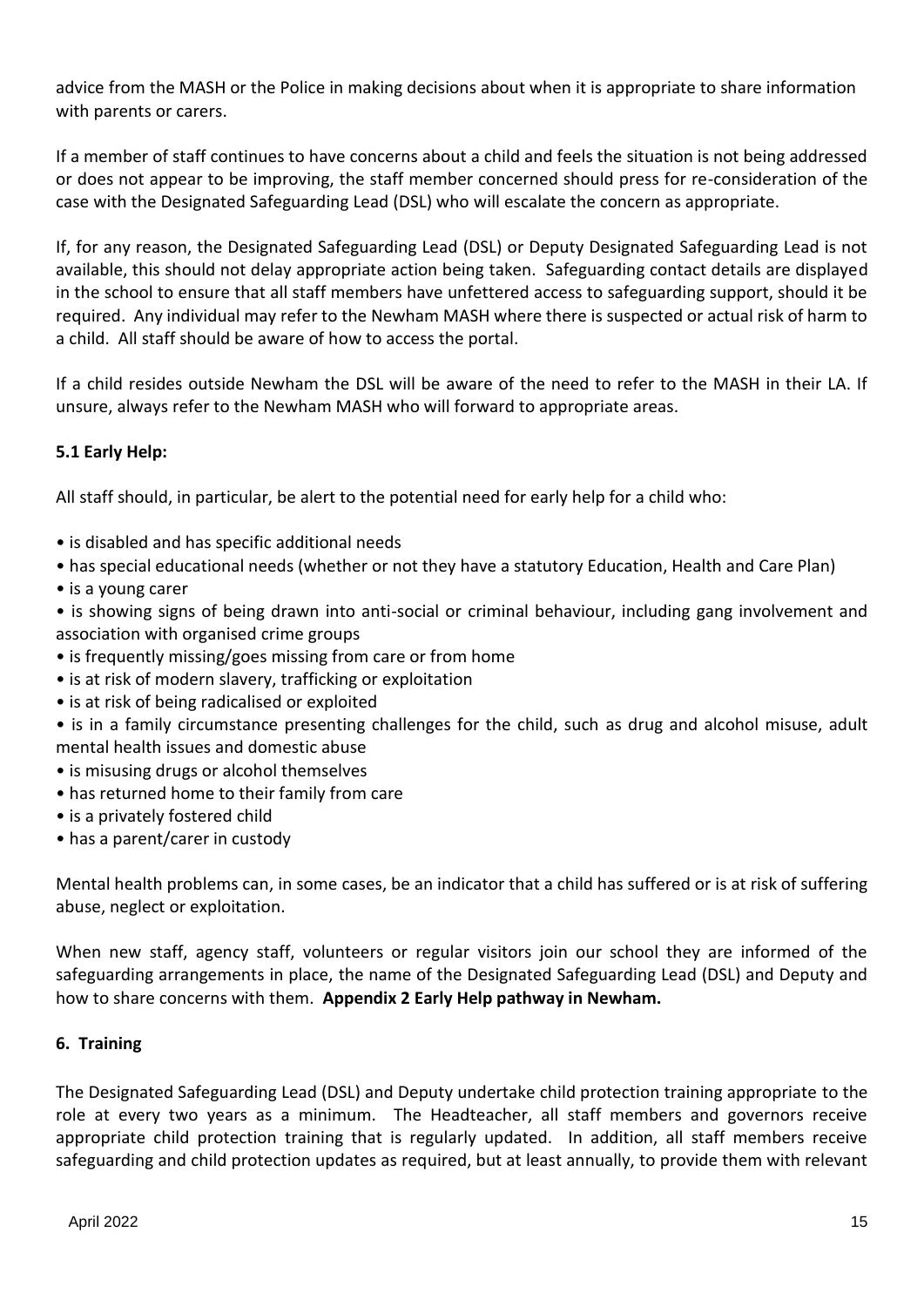advice from the MASH or the Police in making decisions about when it is appropriate to share information with parents or carers.

If a member of staff continues to have concerns about a child and feels the situation is not being addressed or does not appear to be improving, the staff member concerned should press for re-consideration of the case with the Designated Safeguarding Lead (DSL) who will escalate the concern as appropriate.

If, for any reason, the Designated Safeguarding Lead (DSL) or Deputy Designated Safeguarding Lead is not available, this should not delay appropriate action being taken. Safeguarding contact details are displayed in the school to ensure that all staff members have unfettered access to safeguarding support, should it be required. Any individual may refer to the Newham MASH where there is suspected or actual risk of harm to a child. All staff should be aware of how to access the portal.

If a child resides outside Newham the DSL will be aware of the need to refer to the MASH in their LA. If unsure, always refer to the Newham MASH who will forward to appropriate areas.

### 5.1 Early Help:

All staff should, in particular, be alert to the potential need for early help for a child who:

- is disabled and has specific additional needs
- has special educational needs (whether or not they have a statutory Education, Health and Care Plan)
- is a young carer
- is showing signs of being drawn into anti-social or criminal behaviour, including gang involvement and association with organised crime groups
- is frequently missing/goes missing from care or from home
- is at risk of modern slavery, trafficking or exploitation
- is at risk of being radicalised or exploited
- is in a family circumstance presenting challenges for the child, such as drug and alcohol misuse, adult mental health issues and domestic abuse
- is misusing drugs or alcohol themselves
- has returned home to their family from care
- is a privately fostered child
- has a parent/carer in custody

Mental health problems can, in some cases, be an indicator that a child has suffered or is at risk of suffering abuse, neglect or exploitation.

When new staff, agency staff, volunteers or regular visitors join our school they are informed of the safeguarding arrangements in place, the name of the Designated Safeguarding Lead (DSL) and Deputy and how to share concerns with them. **Appendix 2 Early Help pathway in Newham.**

## 6. Training

The Designated Safeguarding Lead (DSL) and Deputy undertake child protection training appropriate to the role at every two years as a minimum. The Headteacher, all staff members and governors receive appropriate child protection training that is regularly updated. In addition, all staff members receive safeguarding and child protection updates as required, but at least annually, to provide them with relevant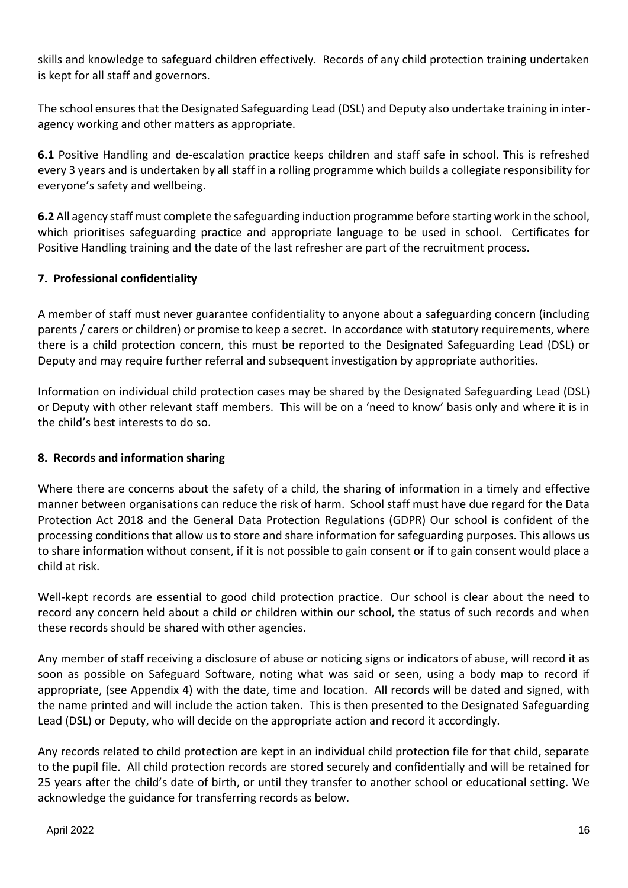skills and knowledge to safeguard children effectively. Records of any child protection training undertaken is kept for all staff and governors.

The school ensures that the Designated Safeguarding Lead (DSL) and Deputy also undertake training in inter-agency working and other matters as appropriate.

**6.1** Positive Handling and de-escalation practice keeps children and staff safe in school. This is refreshed every 3 years and is undertaken by all staff in a rolling programme which builds a collegiate responsibility for everyone's safety and wellbeing.

**6.2** All agency staff must complete the safeguarding induction programme before starting work in the school, which prioritises safeguarding practice and appropriate language to be used in school. Certificates for Positive Handling training and the date of the last refresher are part of the recruitment process.

### 7. Professional confidentiality

A member of staff must never guarantee confidentiality to anyone about a safeguarding concern (including parents / carers or children) or promise to keep a secret. In accordance with statutory requirements, where there is a child protection concern, this must be reported to the Designated Safeguarding Lead (DSL) or Deputy and may require further referral and subsequent investigation by appropriate authorities.

Information on individual child protection cases may be shared by the Designated Safeguarding Lead (DSL) or Deputy with other relevant staff members. This will be on a 'need to know' basis only and where it is in the child's best interests to do so.

### 8. Records and information sharing

Where there are concerns about the safety of a child, the sharing of information in a timely and effective manner between organisations can reduce the risk of harm. School staff must have due regard for the Data Protection Act 2018 and the General Data Protection Regulations (GDPR) Our school is confident of the processing conditions that allow us to store and share information for safeguarding purposes. This allows us to share information without consent, if it is not possible to gain consent or if to gain consent would place a child at risk.

Well-kept records are essential to good child protection practice. Our school is clear about the need to record any concern held about a child or children within our school, the status of such records and when these records should be shared with other agencies.

Any member of staff receiving a disclosure of abuse or noticing signs or indicators of abuse, will record it as soon as possible on Safeguard Software, noting what was said or seen, using a body map to record if appropriate, (see Appendix 4) with the date, time and location. All records will be dated and signed, with the name printed and will include the action taken. This is then presented to the Designated Safeguarding Lead (DSL) or Deputy, who will decide on the appropriate action and record it accordingly.

Any records related to child protection are kept in an individual child protection file for that child, separate to the pupil file. All child protection records are stored securely and confidentially and will be retained for 25 years after the child's date of birth, or until they transfer to another school or educational setting. We acknowledge the guidance for transferring records as below.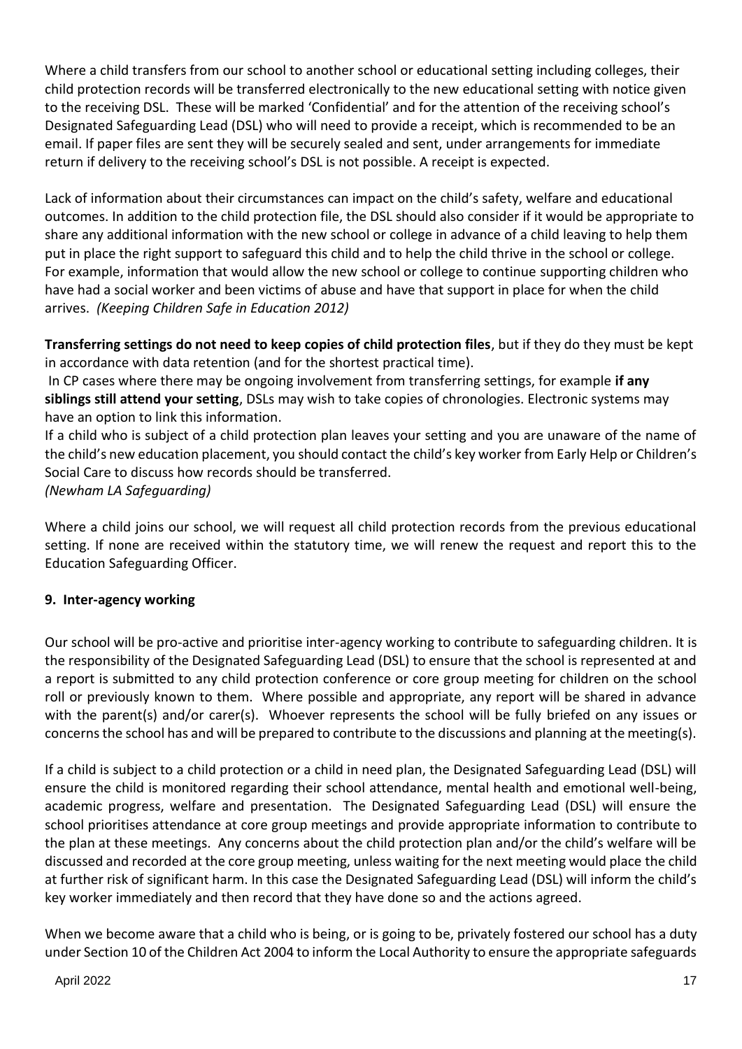Where a child transfers from our school to another school or educational setting including colleges, their child protection records will be transferred electronically to the new educational setting with notice given to the receiving DSL. These will be marked 'Confidential' and for the attention of the receiving school's Designated Safeguarding Lead (DSL) who will need to provide a receipt, which is recommended to be an email. If paper files are sent they will be securely sealed and sent, under arrangements for immediate return if delivery to the receiving school's DSL is not possible. A receipt is expected.

Lack of information about their circumstances can impact on the child's safety, welfare and educational outcomes. In addition to the child protection file, the DSL should also consider if it would be appropriate to share any additional information with the new school or college in advance of a child leaving to help them put in place the right support to safeguard this child and to help the child thrive in the school or college. For example, information that would allow the new school or college to continue supporting children who have had a social worker and been victims of abuse and have that support in place for when the child arrives. *(Keeping Children Safe in Education 2012)*

**Transferring settings do not need to keep copies of child protection files**, but if they do they must be kept in accordance with data retention (and for the shortest practical time).

In CP cases where there may be ongoing involvement from transferring settings, for example **if any siblings still attend your setting**, DSLs may wish to take copies of chronologies. Electronic systems may have an option to link this information.

If a child who is subject of a child protection plan leaves your setting and you are unaware of the name of the child's new education placement, you should contact the child's key worker from Early Help or Children's Social Care to discuss how records should be transferred.

*(Newham LA Safeguarding)*

Where a child joins our school, we will request all child protection records from the previous educational setting. If none are received within the statutory time, we will renew the request and report this to the Education Safeguarding Officer.

## 9. Inter-agency working

Our school will be pro-active and prioritise inter-agency working to contribute to safeguarding children. It is the responsibility of the Designated Safeguarding Lead (DSL) to ensure that the school is represented at and a report is submitted to any child protection conference or core group meeting for children on the school roll or previously known to them. Where possible and appropriate, any report will be shared in advance with the parent(s) and/or carer(s). Whoever represents the school will be fully briefed on any issues or concerns the school has and will be prepared to contribute to the discussions and planning at the meeting(s).

If a child is subject to a child protection or a child in need plan, the Designated Safeguarding Lead (DSL) will ensure the child is monitored regarding their school attendance, mental health and emotional well-being, academic progress, welfare and presentation. The Designated Safeguarding Lead (DSL) will ensure the school prioritises attendance at core group meetings and provide appropriate information to contribute to the plan at these meetings. Any concerns about the child protection plan and/or the child's welfare will be discussed and recorded at the core group meeting, unless waiting for the next meeting would place the child at further risk of significant harm. In this case the Designated Safeguarding Lead (DSL) will inform the child's key worker immediately and then record that they have done so and the actions agreed.

When we become aware that a child who is being, or is going to be, privately fostered our school has a duty under Section 10 of the Children Act 2004 to inform the Local Authority to ensure the appropriate safeguards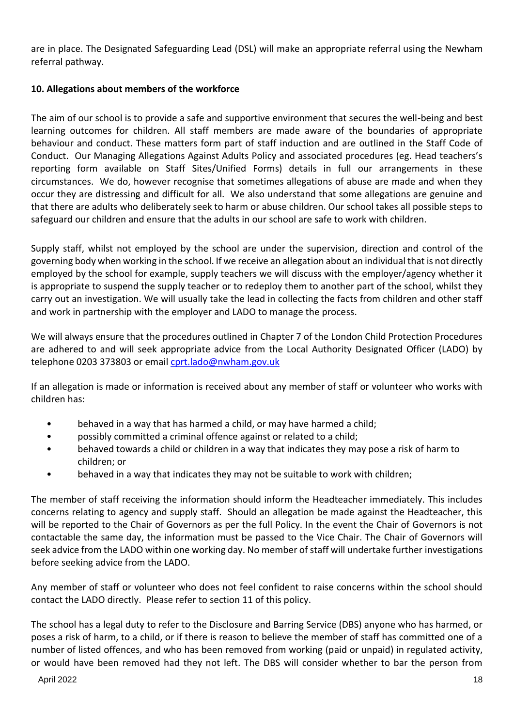are in place. The Designated Safeguarding Lead (DSL) will make an appropriate referral using the Newham referral pathway.

**10. Allegations about members of the workforce**

The aim of our school is to provide a safe and supportive environment that secures the well-being and best learning outcomes for children. All staff members are made aware of the boundaries of appropriate behaviour and conduct. These matters form part of staff induction and are outlined in the Staff Code of Conduct. Our Managing Allegations Against Adults Policy and associated procedures (eg. Head teachers's reporting form available on Staff Sites/Unified Forms) details in full our arrangements in these circumstances. We do, however recognise that sometimes allegations of abuse are made and when they occur they are distressing and difficult for all. We also understand that some allegations are genuine and that there are adults who deliberately seek to harm or abuse children. Our school takes all possible steps to safeguard our children and ensure that the adults in our school are safe to work with children.

Supply staff, whilst not employed by the school are under the supervision, direction and control of the governing body when working in the school. If we receive an allegation about an individual that is not directly employed by the school for example, supply teachers we will discuss with the employer/agency whether it is appropriate to suspend the supply teacher or to redeploy them to another part of the school, whilst they carry out an investigation. We will usually take the lead in collecting the facts from children and other staff and work in partnership with the employer and LADO to manage the process.

We will always ensure that the procedures outlined in Chapter 7 of the London Child Protection Procedures are adhered to and will seek appropriate advice from the Local Authority Designated Officer (LADO) by telephone 0203 373803 or email [cprt.lado@nwham.gov.uk](mailto:cprt.lado@nwham.gov.uk)

If an allegation is made or information is received about any member of staff or volunteer who works with children has:

- behaved in a way that has harmed a child, or may have harmed a child;
- possibly committed a criminal offence against or related to a child;
- behaved towards a child or children in a way that indicates they may pose a risk of harm to children; or
- behaved in a way that indicates they may not be suitable to work with children;

The member of staff receiving the information should inform the Headteacher immediately. This includes concerns relating to agency and supply staff. Should an allegation be made against the Headteacher, this will be reported to the Chair of Governors as per the full Policy. In the event the Chair of Governors is not contactable the same day, the information must be passed to the Vice Chair. The Chair of Governors will seek advice from the LADO within one working day. No member of staff will undertake further investigations before seeking advice from the LADO.

Any member of staff or volunteer who does not feel confident to raise concerns within the school should contact the LADO directly. Please refer to section 11 of this policy.

The school has a legal duty to refer to the Disclosure and Barring Service (DBS) anyone who has harmed, or poses a risk of harm, to a child, or if there is reason to believe the member of staff has committed one of a number of listed offences, and who has been removed from working (paid or unpaid) in regulated activity, or would have been removed had they not left. The DBS will consider whether to bar the person from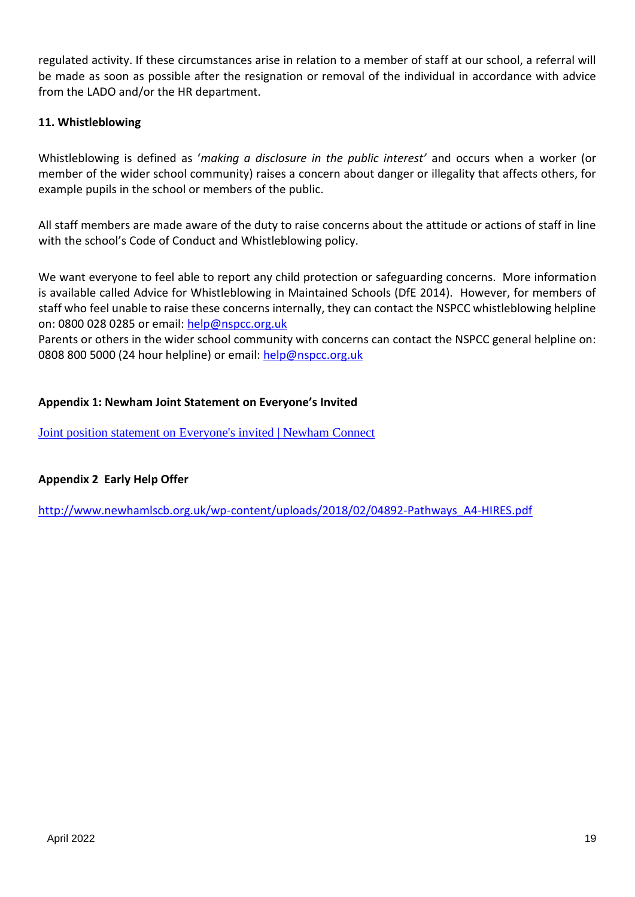regulated activity. If these circumstances arise in relation to a member of staff at our school, a referral will be made as soon as possible after the resignation or removal of the individual in accordance with advice from the LADO and/or the HR department.

### 11. Whistleblowing

Whistleblowing is defined as '*making a disclosure in the public interest'* and occurs when a worker (or member of the wider school community) raises a concern about danger or illegality that affects others, for example pupils in the school or members of the public.

All staff members are made aware of the duty to raise concerns about the attitude or actions of staff in line with the school's Code of Conduct and Whistleblowing policy.

We want everyone to feel able to report any child protection or safeguarding concerns. More information is available called Advice for Whistleblowing in Maintained Schools (DfE 2014). However, for members of staff who feel unable to raise these concerns internally, they can contact the NSPCC whistleblowing helpline on: 0800 028 0285 or email: [help@nspcc.org.uk](mailto:help@nspcc.org.uk)
Parents or others in the wider school community with concerns can contact the NSPCC general helpline on: 0808 800 5000 (24 hour helpline) or email: [help@nspcc.org.uk](mailto:help@nspcc.org.uk)

### Appendix 1: Newham Joint Statement on Everyone's Invited

[Joint position statement on Everyone's invited | Newham Connect]()

### Appendix 2 Early Help Offer

[http://www.newhamlscb.org.uk/wp-content/uploads/2018/02/04892-Pathways_A4-HIRES.pdf](http://www.newhamlscb.org.uk/wp-content/uploads/2018/02/04892-Pathways_A4-HIRES.pdf)

April 2022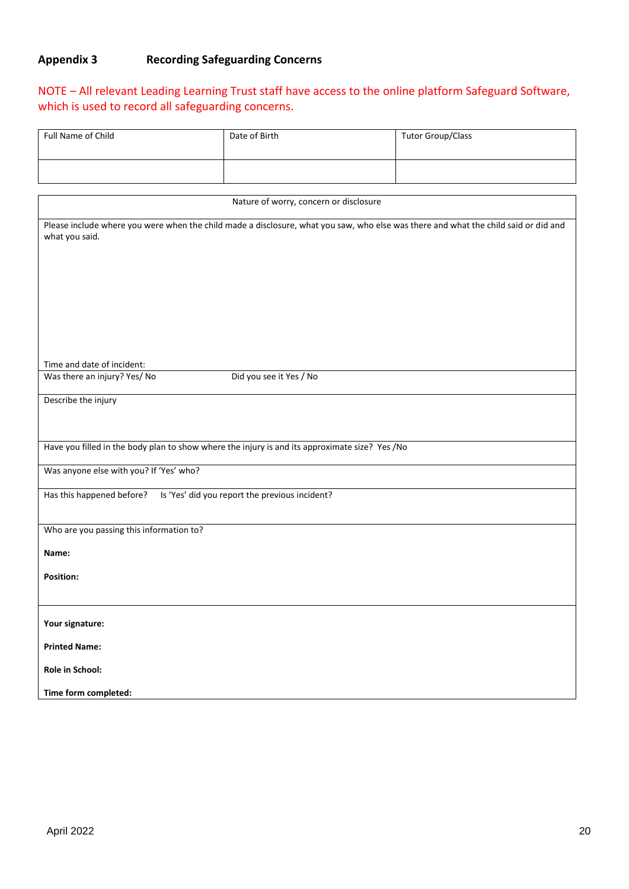## Appendix 3 Recording Safeguarding Concerns

NOTE – All relevant Leading Learning Trust staff have access to the online platform Safeguard Software, which is used to record all safeguarding concerns.

| Full Name of Child | Date of Birth | Tutor Group/Class |
|---|---|---|
| | | |

| Nature of worry, concern or disclosure | |
|---|---|
| Please include where you were when the child made a disclosure, what you saw, who else was there and what the child said or did and what you said.<br><br><br><br>Time and date of incident: | |
| Was there an injury? Yes/ No | Did you see it Yes / No |
| Describe the injury | |
| Have you filled in the body plan to show where the injury is and its approximate size? Yes /No | |
| Was anyone else with you? If 'Yes' who? | |
| Has this happened before? | Is 'Yes' did you report the previous incident? |
| Who are you passing this information to?<br><br>**Name:**<br><br>**Position:** | |
| **Your signature:**<br><br>**Printed Name:**<br><br>**Role in School:**<br><br>**Time form completed:** | |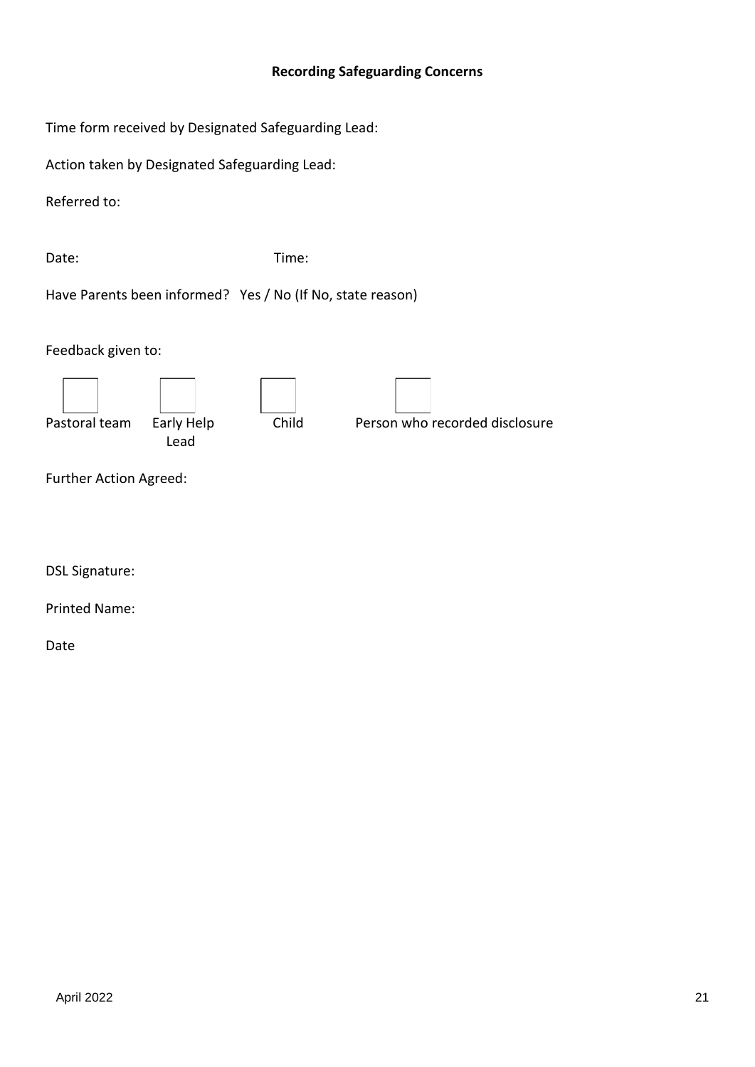**Recording Safeguarding Concerns**

Time form received by Designated Safeguarding Lead:

Action taken by Designated Safeguarding Lead:

Referred to:

Date: Time:

Have Parents been informed? Yes / No (If No, state reason)

Feedback given to:

☐ Pastoral team ☐ Early Help Lead ☐ Child ☐ Person who recorded disclosure

Further Action Agreed:

DSL Signature:

Printed Name:

Date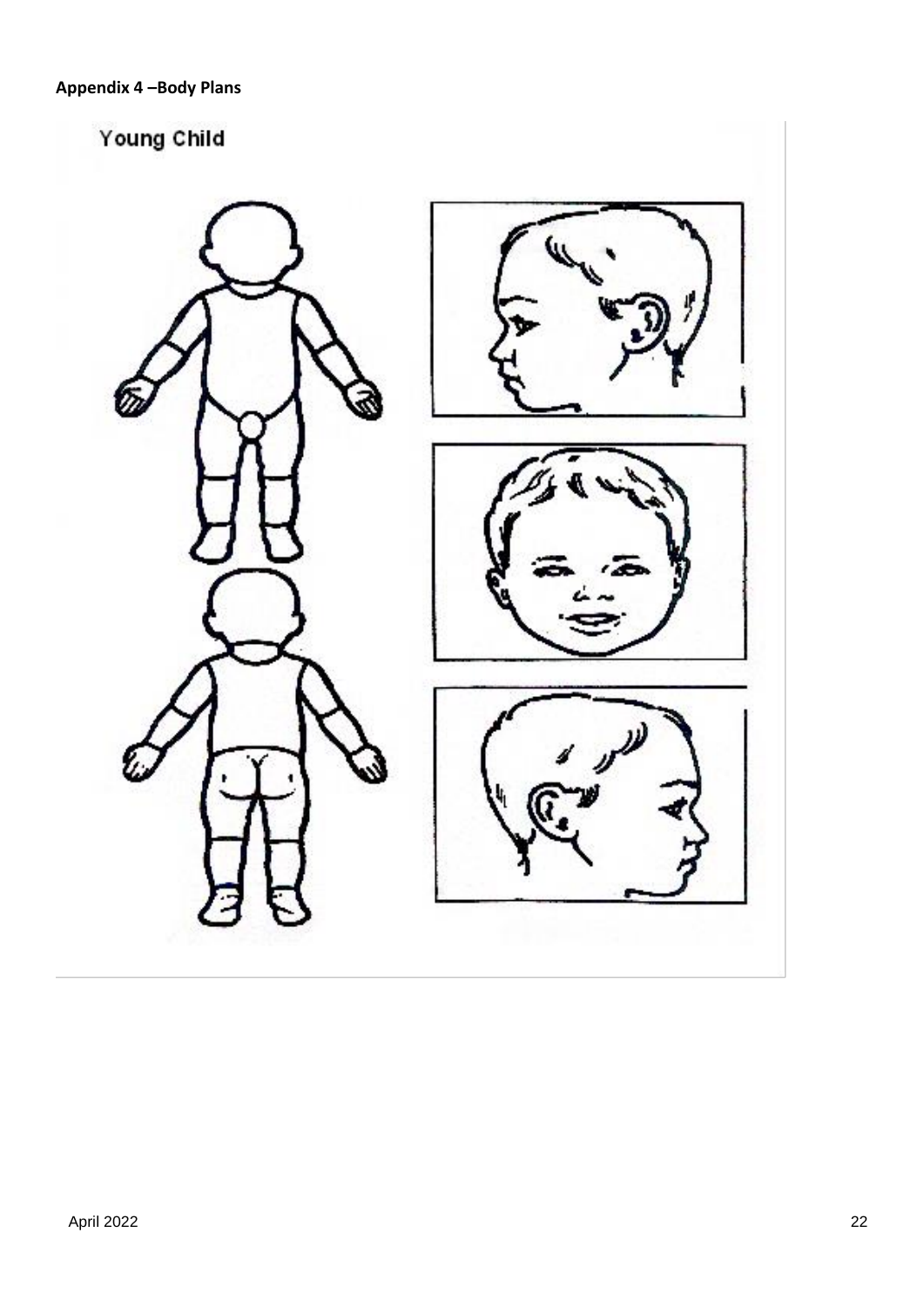**Appendix 4 –Body Plans**

Young Child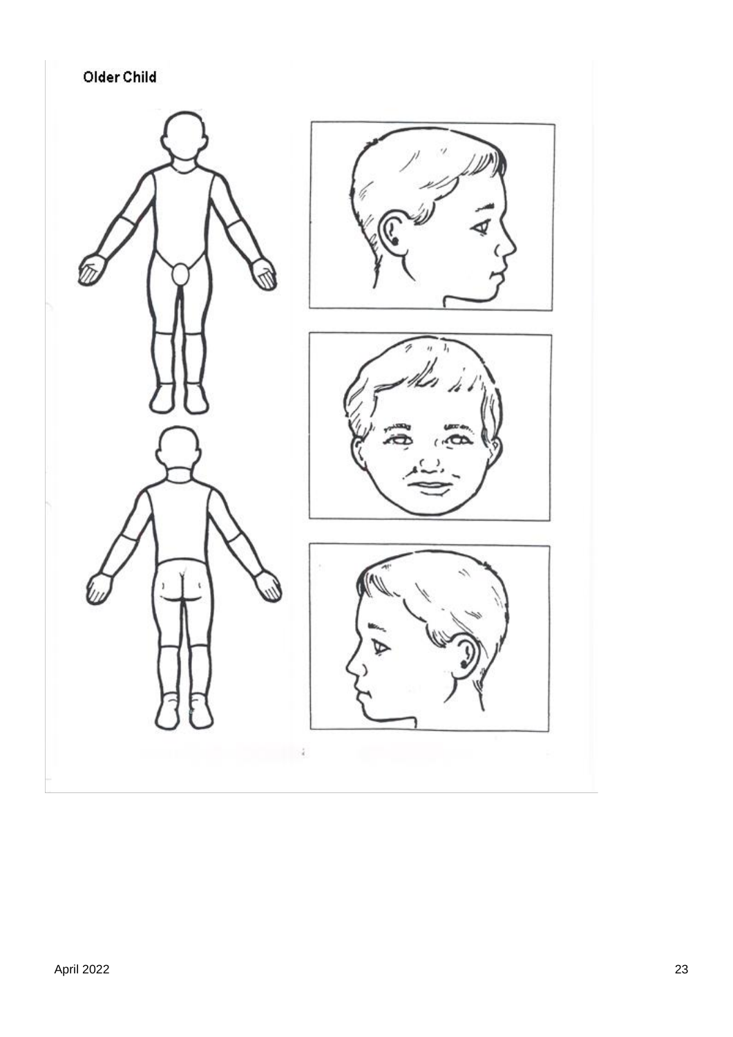**Older Child**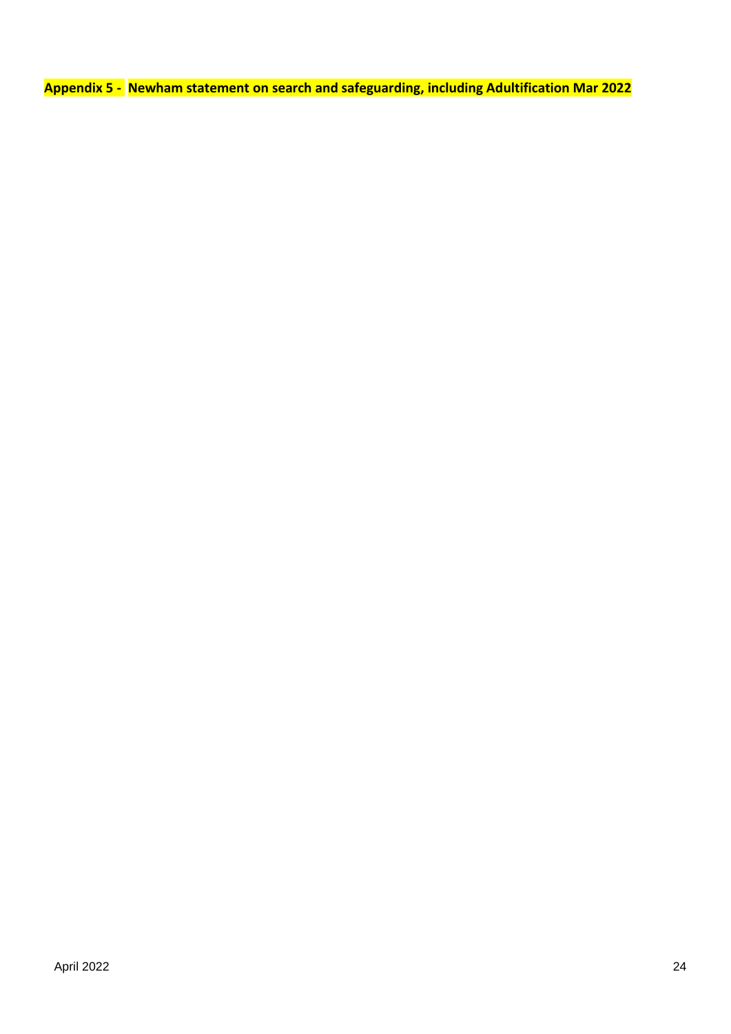**Appendix 5 - Newham statement on search and safeguarding, including Adultification Mar 2022**